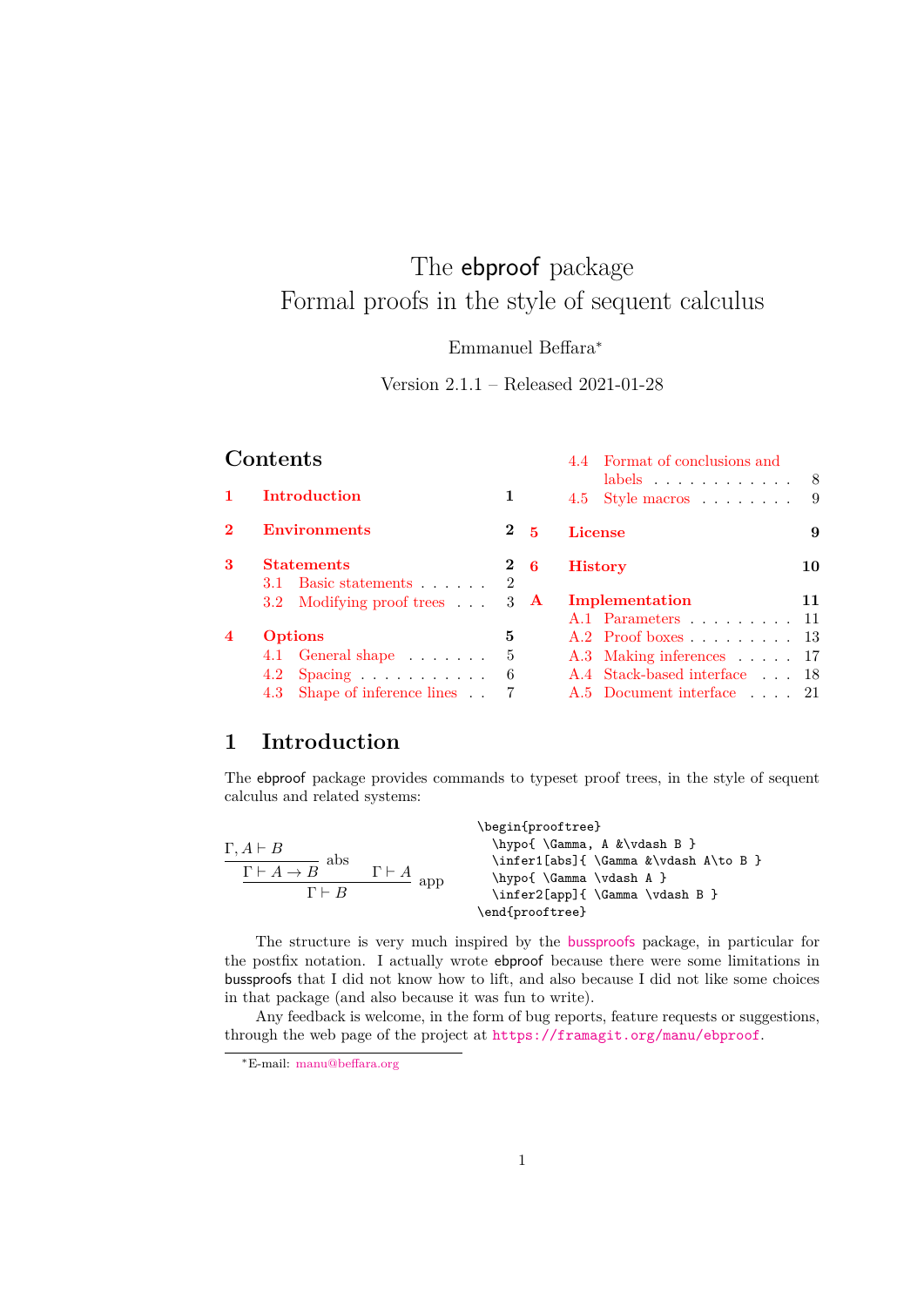# The ebproof package
# Formal proofs in the style of sequent calculus

Emmanuel Beffara*

Version 2.1.1 – Released 2021-01-28

## Contents

- 1 Introduction — 1
- 2 Environments — 2
- 3 Statements — 2
  - 3.1 Basic statements — 2
  - 3.2 Modifying proof trees — 3
- 4 Options — 5
  - 4.1 General shape — 5
  - 4.2 Spacing — 6
  - 4.3 Shape of inference lines — 7
  - 4.4 Format of conclusions and labels — 8
  - 4.5 Style macros — 9
- 5 License — 9
- 6 History — 10
- A Implementation — 11
  - A.1 Parameters — 11
  - A.2 Proof boxes — 13
  - A.3 Making inferences — 17
  - A.4 Stack-based interface — 18
  - A.5 Document interface — 21

## 1 Introduction

The ebproof package provides commands to typeset proof trees, in the style of sequent calculus and related systems:

$$\dfrac{\dfrac{\Gamma, A \vdash B}{\Gamma \vdash A \to B}\,\text{abs} \qquad \Gamma \vdash A}{\Gamma \vdash B}\,\text{app}$$

```
\begin{prooftree}
  \hypo{ \Gamma, A &\vdash B }
  \infer1[abs]{ \Gamma &\vdash A\to B }
  \hypo{ \Gamma \vdash A }
  \infer2[app]{ \Gamma \vdash B }
\end{prooftree}
```

The structure is very much inspired by the bussproofs package, in particular for the postfix notation. I actually wrote ebproof because there were some limitations in bussproofs that I did not know how to lift, and also because I did not like some choices in that package (and also because it was fun to write).

Any feedback is welcome, in the form of bug reports, feature requests or suggestions, through the web page of the project at https://framagit.org/manu/ebproof.

*E-mail: manu@beffara.org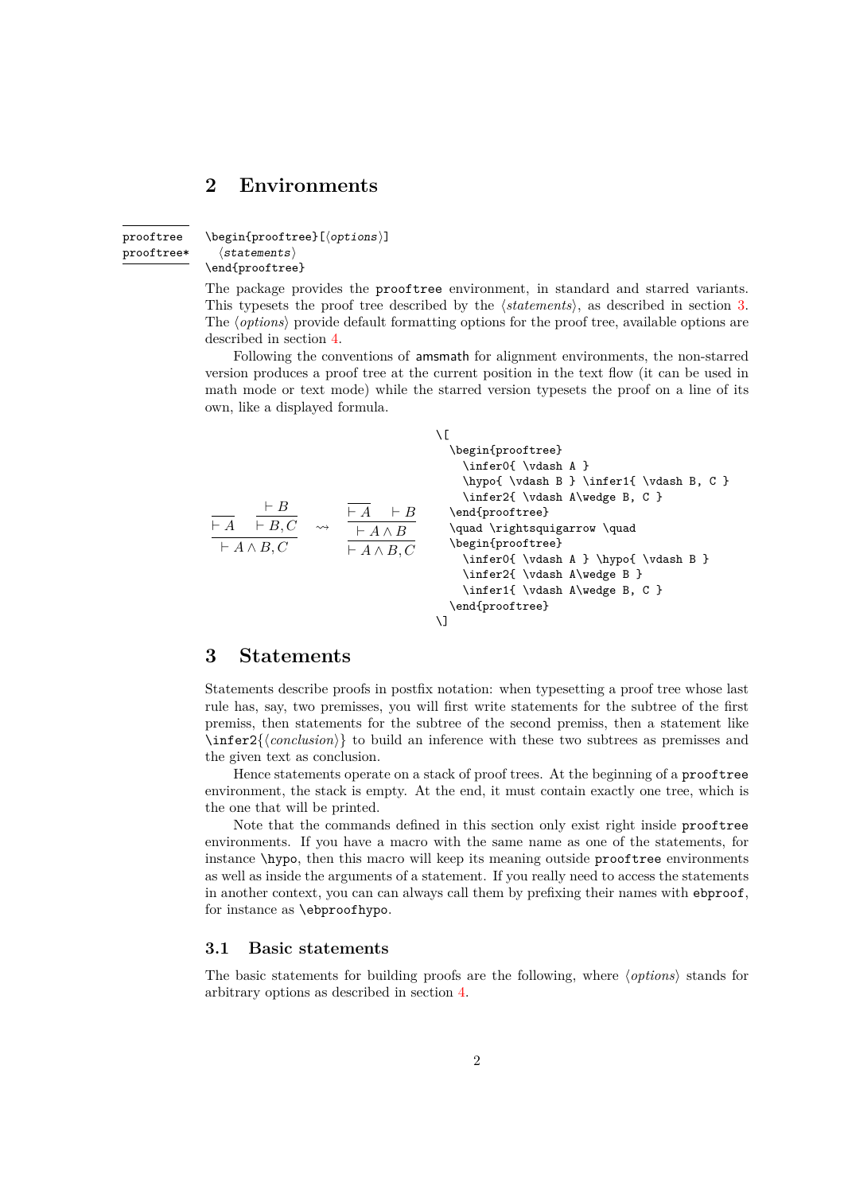## 2 Environments

prooftree
prooftree*

```
\begin{prooftree}[⟨options⟩]
  ⟨statements⟩
\end{prooftree}
```

The package provides the prooftree environment, in standard and starred variants. This typesets the proof tree described by the ⟨*statements*⟩, as described in section 3. The ⟨*options*⟩ provide default formatting options for the proof tree, available options are described in section 4.

Following the conventions of amsmath for alignment environments, the non-starred version produces a proof tree at the current position in the text flow (it can be used in math mode or text mode) while the starred version typesets the proof on a line of its own, like a displayed formula.

$$\dfrac{\dfrac{}{\vdash A} \quad \dfrac{\vdash B}{\vdash B, C}}{\vdash A \wedge B, C} \quad \rightsquigarrow \quad \dfrac{\dfrac{\dfrac{}{\vdash A} \quad \vdash B}{\vdash A \wedge B}}{\vdash A \wedge B, C}$$

```
\[
  \begin{prooftree}
    \infer0{ \vdash A }
    \hypo{ \vdash B } \infer1{ \vdash B, C }
    \infer2{ \vdash A\wedge B, C }
  \end{prooftree}
  \quad \rightsquigarrow \quad
  \begin{prooftree}
    \infer0{ \vdash A } \hypo{ \vdash B }
    \infer2{ \vdash A\wedge B }
    \infer1{ \vdash A\wedge B, C }
  \end{prooftree}
\]
```

## 3 Statements

Statements describe proofs in postfix notation: when typesetting a proof tree whose last rule has, say, two premisses, you will first write statements for the subtree of the first premiss, then statements for the subtree of the second premiss, then a statement like `\infer2{⟨conclusion⟩}` to build an inference with these two subtrees as premisses and the given text as conclusion.

Hence statements operate on a stack of proof trees. At the beginning of a prooftree environment, the stack is empty. At the end, it must contain exactly one tree, which is the one that will be printed.

Note that the commands defined in this section only exist right inside prooftree environments. If you have a macro with the same name as one of the statements, for instance `\hypo`, then this macro will keep its meaning outside prooftree environments as well as inside the arguments of a statement. If you really need to access the statements in another context, you can can always call them by prefixing their names with ebproof, for instance as `\ebproofhypo`.

### 3.1 Basic statements

The basic statements for building proofs are the following, where ⟨*options*⟩ stands for arbitrary options as described in section 4.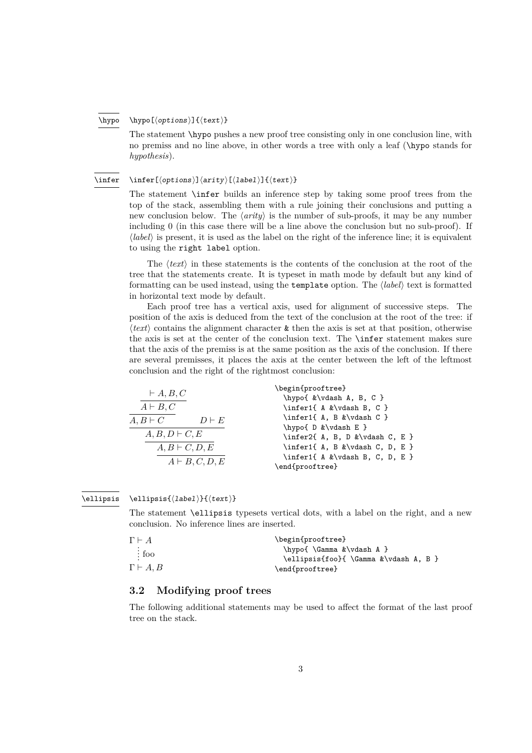`\hypo` `\hypo[⟨options⟩]{⟨text⟩}`

The statement `\hypo` pushes a new proof tree consisting only in one conclusion line, with no premiss and no line above, in other words a tree with only a leaf (`\hypo` stands for *hypothesis*).

`\infer` `\infer[⟨options⟩]⟨arity⟩[⟨label⟩]{⟨text⟩}`

The statement `\infer` builds an inference step by taking some proof trees from the top of the stack, assembling them with a rule joining their conclusions and putting a new conclusion below. The ⟨*arity*⟩ is the number of sub-proofs, it may be any number including 0 (in this case there will be a line above the conclusion but no sub-proof). If ⟨*label*⟩ is present, it is used as the label on the right of the inference line; it is equivalent to using the `right label` option.

The ⟨*text*⟩ in these statements is the contents of the conclusion at the root of the tree that the statements create. It is typeset in math mode by default but any kind of formatting can be used instead, using the `template` option. The ⟨*label*⟩ text is formatted in horizontal text mode by default.

Each proof tree has a vertical axis, used for alignment of successive steps. The position of the axis is deduced from the text of the conclusion at the root of the tree: if ⟨*text*⟩ contains the alignment character `&` then the axis is set at that position, otherwise the axis is set at the center of the conclusion text. The `\infer` statement makes sure that the axis of the premiss is at the same position as the axis of the conclusion. If there are several premisses, it places the axis at the center between the left of the leftmost conclusion and the right of the rightmost conclusion:

$$\dfrac{\dfrac{\dfrac{\dfrac{\vdash A, B, C}{A \vdash B, C}}{A, B \vdash C} \quad D \vdash E}{A, B, D \vdash C, E}}{\dfrac{A, B \vdash C, D, E}{A \vdash B, C, D, E}}$$

```
\begin{prooftree}
  \hypo{ &\vdash A, B, C }
  \infer1{ A &\vdash B, C }
  \infer1{ A, B &\vdash C }
  \hypo{ D &\vdash E }
  \infer2{ A, B, D &\vdash C, E }
  \infer1{ A, B &\vdash C, D, E }
  \infer1{ A &\vdash B, C, D, E }
\end{prooftree}
```

`\ellipsis` `\ellipsis{⟨label⟩}{⟨text⟩}`

The statement `\ellipsis` typesets vertical dots, with a label on the right, and a new conclusion. No inference lines are inserted.

$\Gamma \vdash A$

$\vdots$ foo

$\Gamma \vdash A, B$

```
\begin{prooftree}
  \hypo{ \Gamma &\vdash A }
  \ellipsis{foo}{ \Gamma &\vdash A, B }
\end{prooftree}
```

### 3.2 Modifying proof trees

The following additional statements may be used to affect the format of the last proof tree on the stack.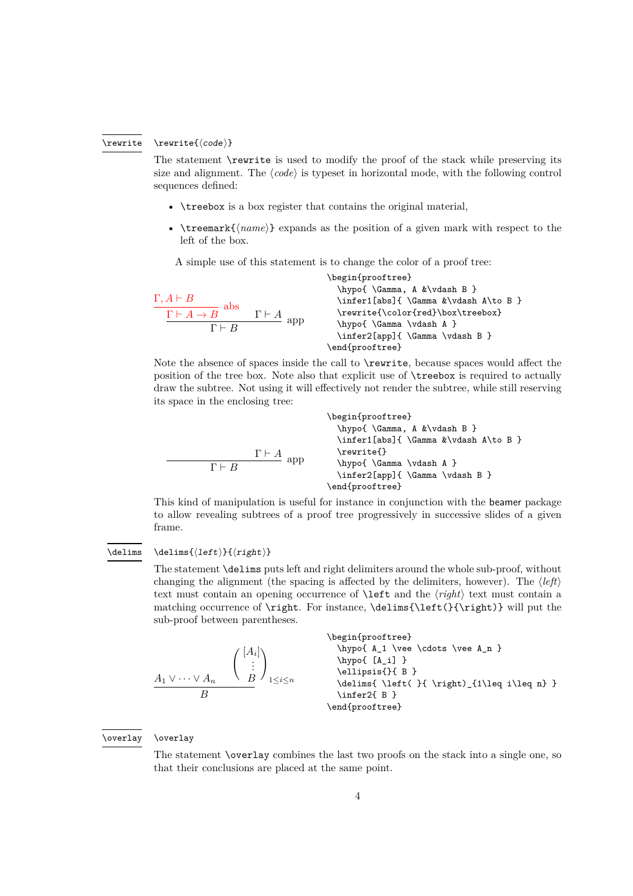`\rewrite`

`\rewrite{⟨code⟩}`

The statement `\rewrite` is used to modify the proof of the stack while preserving its size and alignment. The ⟨*code*⟩ is typeset in horizontal mode, with the following control sequences defined:

- `\treebox` is a box register that contains the original material,
- `\treemark{⟨name⟩}` expands as the position of a given mark with respect to the left of the box.

A simple use of this statement is to change the color of a proof tree:

$$\dfrac{\dfrac{\Gamma, A \vdash B}{\Gamma \vdash A \to B}\,\text{abs} \qquad \Gamma \vdash A}{\Gamma \vdash B}\,\text{app}$$

```
\begin{prooftree}
  \hypo{ \Gamma, A &\vdash B }
  \infer1[abs]{ \Gamma &\vdash A\to B }
  \rewrite{\color{red}\box\treebox}
  \hypo{ \Gamma \vdash A }
  \infer2[app]{ \Gamma \vdash B }
\end{prooftree}
```

Note the absence of spaces inside the call to `\rewrite`, because spaces would affect the position of the tree box. Note also that explicit use of `\treebox` is required to actually draw the subtree. Not using it will effectively not render the subtree, while still reserving its space in the enclosing tree:

$$\dfrac{\qquad\qquad\qquad \Gamma \vdash A}{\Gamma \vdash B}\,\text{app}$$

```
\begin{prooftree}
  \hypo{ \Gamma, A &\vdash B }
  \infer1[abs]{ \Gamma &\vdash A\to B }
  \rewrite{}
  \hypo{ \Gamma \vdash A }
  \infer2[app]{ \Gamma \vdash B }
\end{prooftree}
```

This kind of manipulation is useful for instance in conjunction with the `beamer` package to allow revealing subtrees of a proof tree progressively in successive slides of a given frame.

`\delims`

`\delims{⟨left⟩}{⟨right⟩}`

The statement `\delims` puts left and right delimiters around the whole sub-proof, without changing the alignment (the spacing is affected by the delimiters, however). The ⟨*left*⟩ text must contain an opening occurrence of `\left` and the ⟨*right*⟩ text must contain a matching occurrence of `\right`. For instance, `\delims{\left(}{\right)}` will put the sub-proof between parentheses.

$$\dfrac{A_1 \vee \cdots \vee A_n \qquad \left(\begin{array}{c}[A_i]\\ \vdots \\ B\end{array}\right)_{1\leq i\leq n}}{B}$$

```
\begin{prooftree}
  \hypo{ A_1 \vee \cdots \vee A_n }
  \hypo{ [A_i] }
  \ellipsis{}{ B }
  \delims{ \left( }{ \right)_{1\leq i\leq n} }
  \infer2{ B }
\end{prooftree}
```

`\overlay`

`\overlay`

The statement `\overlay` combines the last two proofs on the stack into a single one, so that their conclusions are placed at the same point.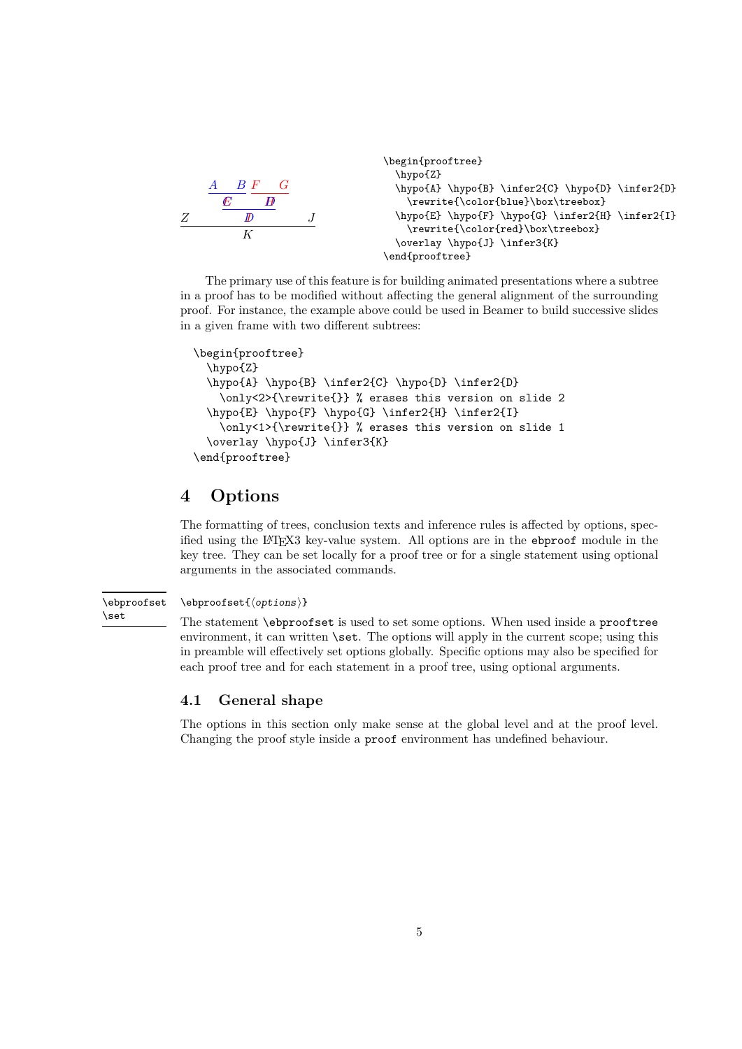$$\dfrac{Z \quad \dfrac{\dfrac{A \quad B}{C} \quad D}{D} \quad J}{K}$$

```
\begin{prooftree}
  \hypo{Z}
  \hypo{A} \hypo{B} \infer2{C} \hypo{D} \infer2{D}
    \rewrite{\color{blue}\box\treebox}
  \hypo{E} \hypo{F} \hypo{G} \infer2{H} \infer2{I}
    \rewrite{\color{red}\box\treebox}
  \overlay \hypo{J} \infer3{K}
\end{prooftree}
```

The primary use of this feature is for building animated presentations where a subtree in a proof has to be modified without affecting the general alignment of the surrounding proof. For instance, the example above could be used in Beamer to build successive slides in a given frame with two different subtrees:

```
\begin{prooftree}
  \hypo{Z}
  \hypo{A} \hypo{B} \infer2{C} \hypo{D} \infer2{D}
    \only<2>{\rewrite{}} % erases this version on slide 2
  \hypo{E} \hypo{F} \hypo{G} \infer2{H} \infer2{I}
    \only<1>{\rewrite{}} % erases this version on slide 1
  \overlay \hypo{J} \infer3{K}
\end{prooftree}
```

# 4 Options

The formatting of trees, conclusion texts and inference rules is affected by options, specified using the LaTeX3 key-value system. All options are in the `ebproof` module in the key tree. They can be set locally for a proof tree or for a single statement using optional arguments in the associated commands.

`\ebproofset`
`\set`

`\ebproofset{⟨options⟩}`

The statement `\ebproofset` is used to set some options. When used inside a `prooftree` environment, it can written `\set`. The options will apply in the current scope; using this in preamble will effectively set options globally. Specific options may also be specified for each proof tree and for each statement in a proof tree, using optional arguments.

## 4.1 General shape

The options in this section only make sense at the global level and at the proof level. Changing the proof style inside a `proof` environment has undefined behaviour.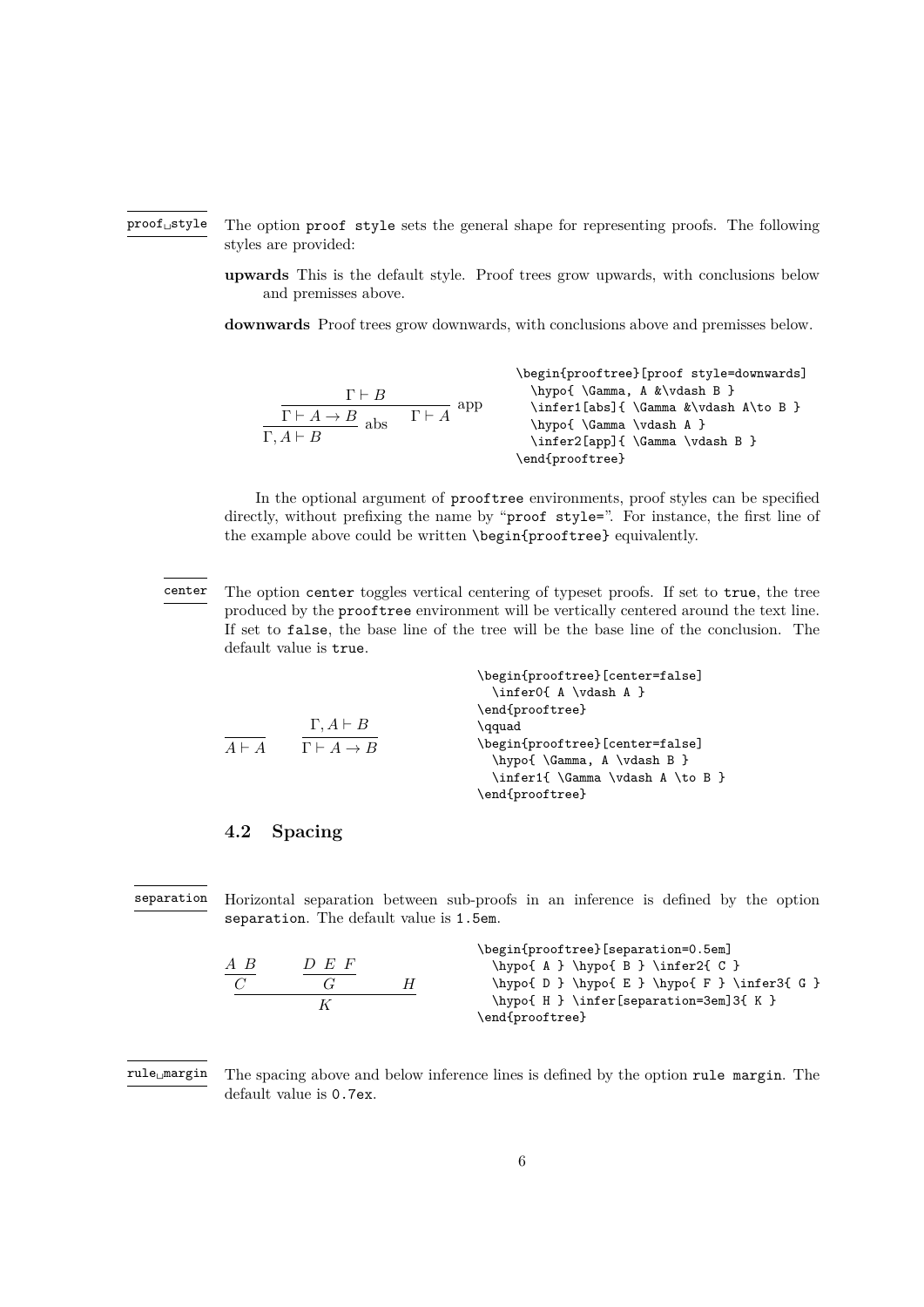proof style

The option `proof style` sets the general shape for representing proofs. The following styles are provided:

**upwards** This is the default style. Proof trees grow upwards, with conclusions below and premisses above.

**downwards** Proof trees grow downwards, with conclusions above and premisses below.

$$\begin{array}{c} \Gamma \vdash B \\ \hline \Gamma \vdash A \to B \quad \text{abs} \qquad \Gamma \vdash A \quad \text{app} \\ \hline \Gamma, A \vdash B \end{array}$$

```
\begin{prooftree}[proof style=downwards]
  \hypo{ \Gamma, A &\vdash B }
  \infer1[abs]{ \Gamma &\vdash A\to B }
  \hypo{ \Gamma \vdash A }
  \infer2[app]{ \Gamma \vdash B }
\end{prooftree}
```

In the optional argument of `prooftree` environments, proof styles can be specified directly, without prefixing the name by "`proof style=`". For instance, the first line of the example above could be written `\begin{prooftree}` equivalently.

center

The option `center` toggles vertical centering of typeset proofs. If set to `true`, the tree produced by the `prooftree` environment will be vertically centered around the text line. If set to `false`, the base line of the tree will be the base line of the conclusion. The default value is `true`.

$$\frac{}{A \vdash A} \qquad \frac{\Gamma, A \vdash B}{\Gamma \vdash A \to B}$$

```
\begin{prooftree}[center=false]
  \infer0{ A \vdash A }
\end{prooftree}
\qquad
\begin{prooftree}[center=false]
  \hypo{ \Gamma, A \vdash B }
  \infer1{ \Gamma \vdash A \to B }
\end{prooftree}
```

### 4.2 Spacing

separation

Horizontal separation between sub-proofs in an inference is defined by the option `separation`. The default value is `1.5em`.

$$\frac{\dfrac{A \; B}{C} \qquad \dfrac{D \; E \; F}{G} \qquad H}{K}$$

```
\begin{prooftree}[separation=0.5em]
  \hypo{ A } \hypo{ B } \infer2{ C }
  \hypo{ D } \hypo{ E } \hypo{ F } \infer3{ G }
  \hypo{ H } \infer[separation=3em]3{ K }
\end{prooftree}
```

rule margin

The spacing above and below inference lines is defined by the option `rule margin`. The default value is `0.7ex`.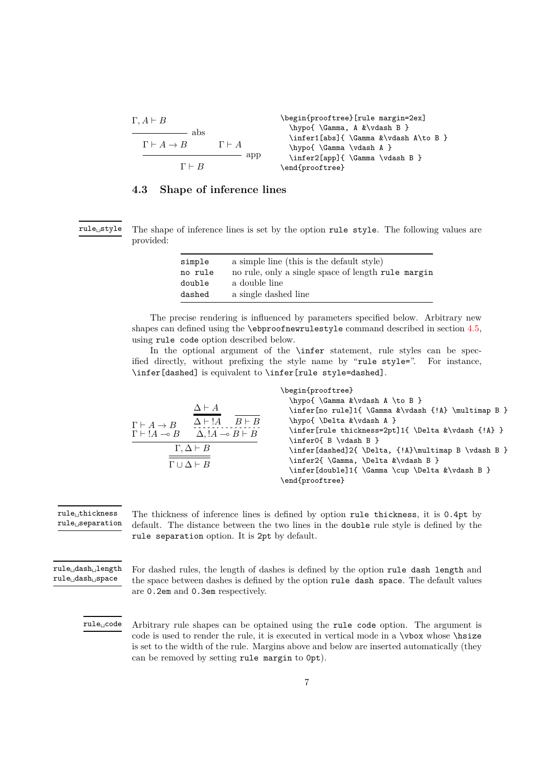$$\dfrac{\dfrac{\Gamma, A \vdash B}{\Gamma \vdash A \to B}\text{abs} \qquad \Gamma \vdash A}{\Gamma \vdash B}\text{app}$$

```
\begin{prooftree}[rule margin=2ex]
  \hypo{ \Gamma, A &\vdash B }
  \infer1[abs]{ \Gamma &\vdash A\to B }
  \hypo{ \Gamma \vdash A }
  \infer2[app]{ \Gamma \vdash B }
\end{prooftree}
```

## 4.3 Shape of inference lines

rule style

The shape of inference lines is set by the option `rule style`. The following values are provided:

| | |
|---|---|
| `simple` | a simple line (this is the default style) |
| `no rule` | no rule, only a single space of length `rule margin` |
| `double` | a double line |
| `dashed` | a single dashed line |

The precise rendering is influenced by parameters specified below. Arbitrary new shapes can defined using the `\ebproofnewrulestyle` command described in section 4.5, using `rule code` option described below.

In the optional argument of the `\infer` statement, rule styles can be specified directly, without prefixing the style name by "`rule style=`". For instance, `\infer[dashed]` is equivalent to `\infer[rule style=dashed]`.

```
\begin{prooftree}
  \hypo{ \Gamma &\vdash A \to B }
  \infer[no rule]1{ \Gamma &\vdash {!A} \multimap B }
  \hypo{ \Delta &\vdash A }
  \infer[rule thickness=2pt]1{ \Delta &\vdash {!A} }
  \infer0{ B \vdash B }
  \infer[dashed]2{ \Delta, {!A}\multimap B \vdash B }
  \infer2{ \Gamma, \Delta &\vdash B }
  \infer[double]1{ \Gamma \cup \Delta &\vdash B }
\end{prooftree}
```

rule thickness
rule separation

The thickness of inference lines is defined by option `rule thickness`, it is `0.4pt` by default. The distance between the two lines in the `double` rule style is defined by the `rule separation` option. It is `2pt` by default.

rule dash length
rule dash space

For dashed rules, the length of dashes is defined by the option `rule dash length` and the space between dashes is defined by the option `rule dash space`. The default values are `0.2em` and `0.3em` respectively.

rule code

Arbitrary rule shapes can be optained using the `rule code` option. The argument is code is used to render the rule, it is executed in vertical mode in a `\vbox` whose `\hsize` is set to the width of the rule. Margins above and below are inserted automatically (they can be removed by setting `rule margin` to `0pt`).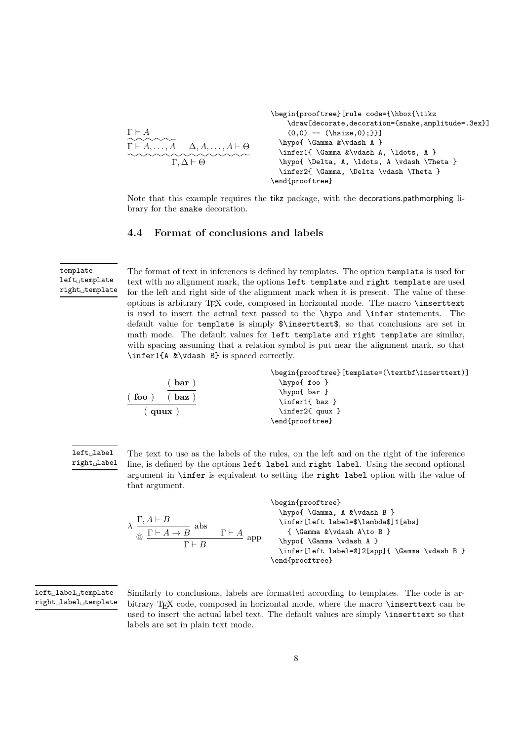$$\dfrac{\dfrac{\Gamma \vdash A}{\Gamma \vdash A, \ldots, A} \qquad \Delta, A, \ldots, A \vdash \Theta}{\Gamma, \Delta \vdash \Theta}$$

```
\begin{prooftree}[rule code={\hbox{\tikz
    \draw[decorate,decoration={snake,amplitude=.3ex}]
    (0,0) -- (\hsize,0);}}]
  \hypo{ \Gamma &\vdash A }
  \infer1{ \Gamma &\vdash A, \ldots, A }
  \hypo{ \Delta, A, \ldots, A \vdash \Theta }
  \infer2{ \Gamma, \Delta \vdash \Theta }
\end{prooftree}
```

Note that this example requires the tikz package, with the decorations.pathmorphing library for the snake decoration.

### 4.4 Format of conclusions and labels

`template`
`left template`
`right template`

The format of text in inferences is defined by templates. The option `template` is used for text with no alignment mark, the options `left template` and `right template` are used for the left and right side of the alignment mark when it is present. The value of these options is arbitrary TeX code, composed in horizontal mode. The macro `\inserttext` is used to insert the actual text passed to the `\hypo` and `\infer` statements. The default value for `template` is simply `$\inserttext$`, so that conclusions are set in math mode. The default values for `left template` and `right template` are similar, with spacing assuming that a relation symbol is put near the alignment mark, so that `\infer1{A &\vdash B}` is spaced correctly.

$$\dfrac{(\ \textbf{foo}\ ) \qquad \dfrac{(\ \textbf{bar}\ )}{(\ \textbf{baz}\ )}}{(\ \textbf{quux}\ )}$$

```
\begin{prooftree}[template=(\textbf\inserttext)]
  \hypo{ foo }
  \hypo{ bar }
  \infer1{ baz }
  \infer2{ quux }
\end{prooftree}
```

`left label`
`right label`

The text to use as the labels of the rules, on the left and on the right of the inference line, is defined by the options `left label` and `right label`. Using the second optional argument in `\infer` is equivalent to setting the `right label` option with the value of that argument.

$$@\ \dfrac{\lambda\ \dfrac{\Gamma, A \vdash B}{\Gamma \vdash A \to B}\ \text{abs} \qquad \Gamma \vdash A}{\Gamma \vdash B}\ \text{app}$$

```
\begin{prooftree}
  \hypo{ \Gamma, A &\vdash B }
  \infer[left label=$\lambda$]1[abs]
    { \Gamma &\vdash A\to B }
  \hypo{ \Gamma \vdash A }
  \infer[left label=@]2[app]{ \Gamma \vdash B }
\end{prooftree}
```

`left label template`
`right label template`

Similarly to conclusions, labels are formatted according to templates. The code is arbitrary TeX code, composed in horizontal mode, where the macro `\inserttext` can be used to insert the actual label text. The default values are simply `\inserttext` so that labels are set in plain text mode.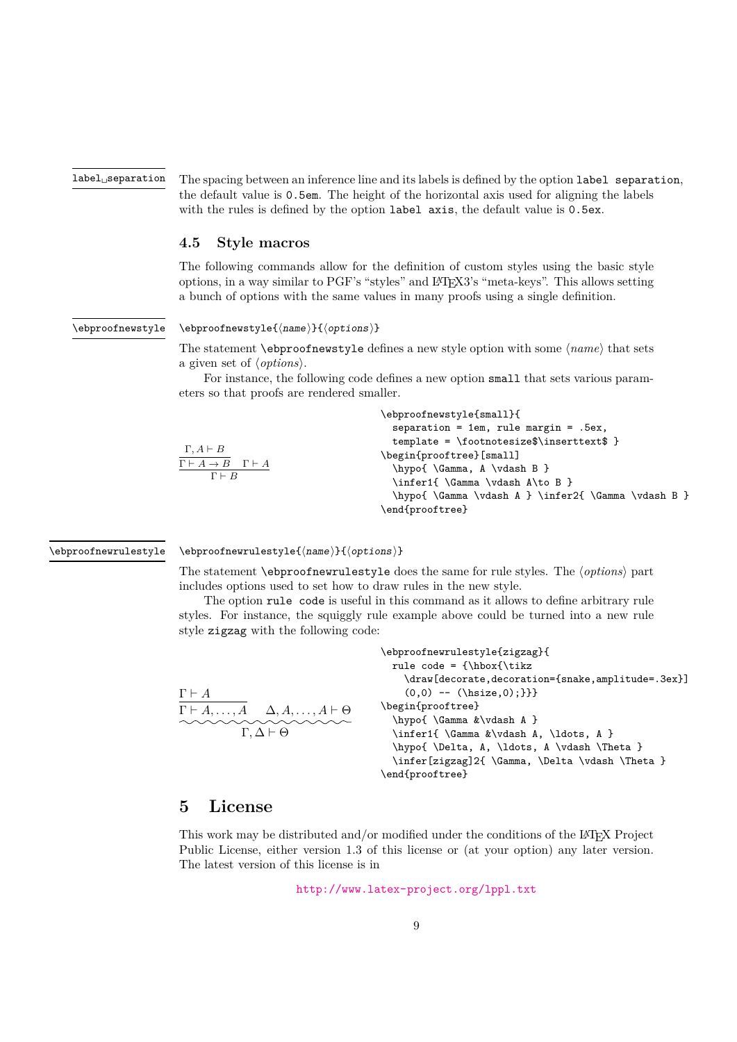**label separation** The spacing between an inference line and its labels is defined by the option `label separation`, the default value is `0.5em`. The height of the horizontal axis used for aligning the labels with the rules is defined by the option `label axis`, the default value is `0.5ex`.

### 4.5 Style macros

The following commands allow for the definition of custom styles using the basic style options, in a way similar to PGF's "styles" and LaTeX3's "meta-keys". This allows setting a bunch of options with the same values in many proofs using a single definition.

**\ebproofnewstyle** `\ebproofnewstyle{⟨name⟩}{⟨options⟩}`

The statement `\ebproofnewstyle` defines a new style option with some ⟨*name*⟩ that sets a given set of ⟨*options*⟩.

For instance, the following code defines a new option `small` that sets various parameters so that proofs are rendered smaller.

$$\dfrac{\dfrac{\Gamma, A \vdash B}{\Gamma \vdash A \to B} \quad \Gamma \vdash A}{\Gamma \vdash B}$$

```
\ebproofnewstyle{small}{
  separation = 1em, rule margin = .5ex,
  template = \footnotesize$\inserttext$ }
\begin{prooftree}[small]
  \hypo{ \Gamma, A \vdash B }
  \infer1{ \Gamma \vdash A\to B }
  \hypo{ \Gamma \vdash A } \infer2{ \Gamma \vdash B }
\end{prooftree}
```

**\ebproofnewrulestyle** `\ebproofnewrulestyle{⟨name⟩}{⟨options⟩}`

The statement `\ebproofnewrulestyle` does the same for rule styles. The ⟨*options*⟩ part includes options used to set how to draw rules in the new style.

The option `rule code` is useful in this command as it allows to define arbitrary rule styles. For instance, the squiggly rule example above could be turned into a new rule style `zigzag` with the following code:

$$\dfrac{\dfrac{\Gamma \vdash A}{\Gamma \vdash A, \ldots, A} \quad \Delta, A, \ldots, A \vdash \Theta}{\Gamma, \Delta \vdash \Theta}$$

```
\ebproofnewrulestyle{zigzag}{
  rule code = {\hbox{\tikz
    \draw[decorate,decoration={snake,amplitude=.3ex}]
    (0,0) -- (\hsize,0);}}}
\begin{prooftree}
  \hypo{ \Gamma &\vdash A }
  \infer1{ \Gamma &\vdash A, \ldots, A }
  \hypo{ \Delta, A, \ldots, A \vdash \Theta }
  \infer[zigzag]2{ \Gamma, \Delta \vdash \Theta }
\end{prooftree}
```

## 5 License

This work may be distributed and/or modified under the conditions of the LaTeX Project Public License, either version 1.3 of this license or (at your option) any later version. The latest version of this license is in

http://www.latex-project.org/lppl.txt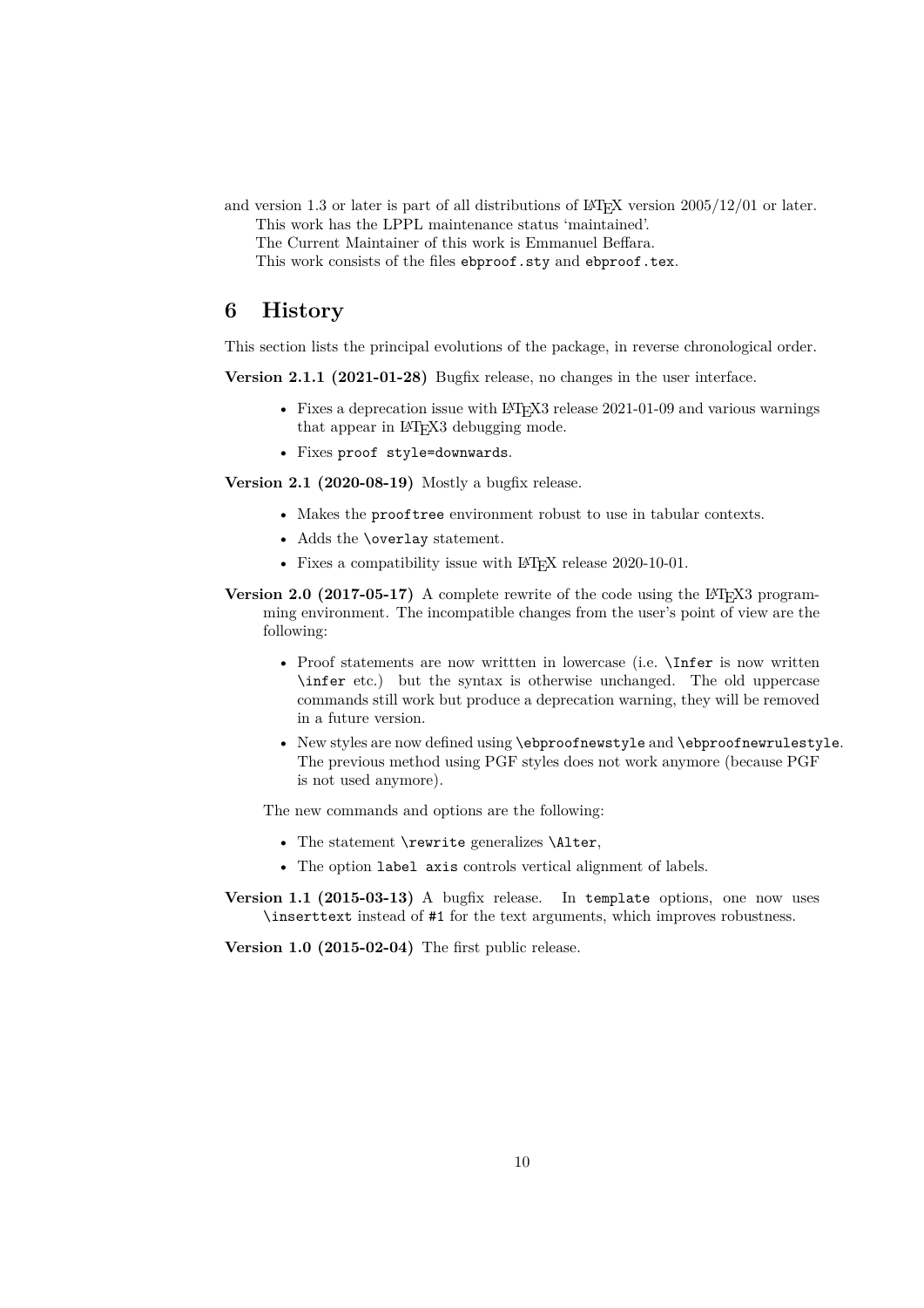and version 1.3 or later is part of all distributions of LaTeX version 2005/12/01 or later.

This work has the LPPL maintenance status 'maintained'.

The Current Maintainer of this work is Emmanuel Beffara.

This work consists of the files `ebproof.sty` and `ebproof.tex`.

## 6 History

This section lists the principal evolutions of the package, in reverse chronological order.

**Version 2.1.1 (2021-01-28)** Bugfix release, no changes in the user interface.

- Fixes a deprecation issue with LaTeX3 release 2021-01-09 and various warnings that appear in LaTeX3 debugging mode.
- Fixes `proof style=downwards`.

**Version 2.1 (2020-08-19)** Mostly a bugfix release.

- Makes the `prooftree` environment robust to use in tabular contexts.
- Adds the `\overlay` statement.
- Fixes a compatibility issue with LaTeX release 2020-10-01.

**Version 2.0 (2017-05-17)** A complete rewrite of the code using the LaTeX3 programming environment. The incompatible changes from the user's point of view are the following:

- Proof statements are now writtten in lowercase (i.e. `\Infer` is now written `\infer` etc.) but the syntax is otherwise unchanged. The old uppercase commands still work but produce a deprecation warning, they will be removed in a future version.
- New styles are now defined using `\ebproofnewstyle` and `\ebproofnewrulestyle`. The previous method using PGF styles does not work anymore (because PGF is not used anymore).

The new commands and options are the following:

- The statement `\rewrite` generalizes `\Alter`,
- The option `label axis` controls vertical alignment of labels.

**Version 1.1 (2015-03-13)** A bugfix release. In `template` options, one now uses `\inserttext` instead of `#1` for the text arguments, which improves robustness.

**Version 1.0 (2015-02-04)** The first public release.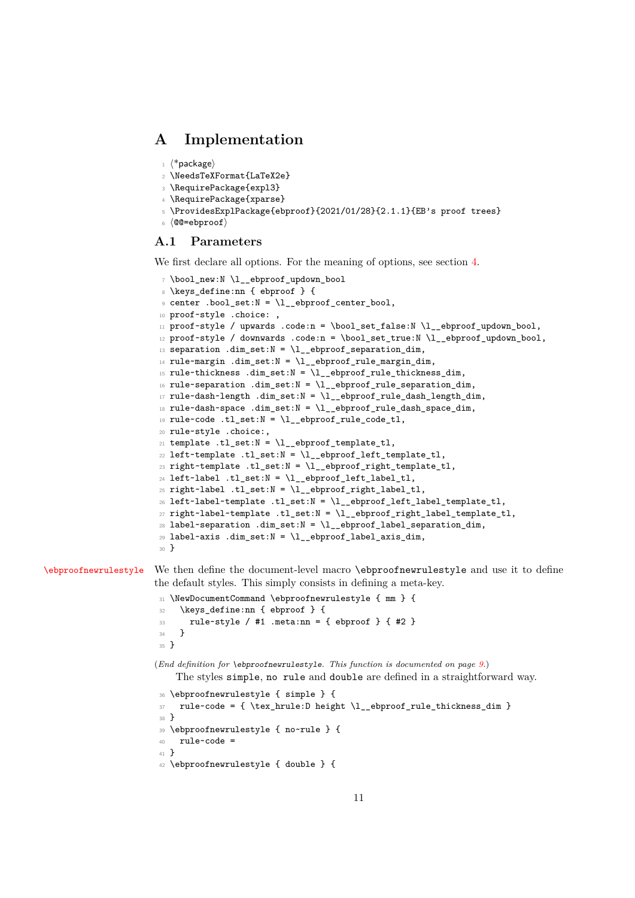# A Implementation

```
1 ⟨*package⟩
2 \NeedsTeXFormat{LaTeX2e}
3 \RequirePackage{expl3}
4 \RequirePackage{xparse}
5 \ProvidesExplPackage{ebproof}{2021/01/28}{2.1.1}{EB's proof trees}
6 ⟨@@=ebproof⟩
```

## A.1 Parameters

We first declare all options. For the meaning of options, see section 4.

```
7 \bool_new:N \l__ebproof_updown_bool
8 \keys_define:nn { ebproof } {
9 center .bool_set:N = \l__ebproof_center_bool,
10 proof~style .choice: ,
11 proof~style / upwards .code:n = \bool_set_false:N \l__ebproof_updown_bool,
12 proof~style / downwards .code:n = \bool_set_true:N \l__ebproof_updown_bool,
13 separation .dim_set:N = \l__ebproof_separation_dim,
14 rule~margin .dim_set:N = \l__ebproof_rule_margin_dim,
15 rule~thickness .dim_set:N = \l__ebproof_rule_thickness_dim,
16 rule~separation .dim_set:N = \l__ebproof_rule_separation_dim,
17 rule~dash~length .dim_set:N = \l__ebproof_rule_dash_length_dim,
18 rule~dash~space .dim_set:N = \l__ebproof_rule_dash_space_dim,
19 rule~code .tl_set:N = \l__ebproof_rule_code_tl,
20 rule~style .choice:,
21 template .tl_set:N = \l__ebproof_template_tl,
22 left~template .tl_set:N = \l__ebproof_left_template_tl,
23 right~template .tl_set:N = \l__ebproof_right_template_tl,
24 left~label .tl_set:N = \l__ebproof_left_label_tl,
25 right~label .tl_set:N = \l__ebproof_right_label_tl,
26 left~label~template .tl_set:N = \l__ebproof_left_label_template_tl,
27 right~label~template .tl_set:N = \l__ebproof_right_label_template_tl,
28 label~separation .dim_set:N = \l__ebproof_label_separation_dim,
29 label~axis .dim_set:N = \l__ebproof_label_axis_dim,
30 }
```

\ebproofnewrulestyle

We then define the document-level macro `\ebproofnewrulestyle` and use it to define the default styles. This simply consists in defining a meta-key.

```
31 \NewDocumentCommand \ebproofnewrulestyle { mm } {
32   \keys_define:nn { ebproof } {
33     rule~style / #1 .meta:nn = { ebproof } { #2 }
34   }
35 }
```

(*End definition for* `\ebproofnewrulestyle`*. This function is documented on page 9.*)

The styles `simple`, `no rule` and `double` are defined in a straightforward way.

```
36 \ebproofnewrulestyle { simple } {
37   rule~code = { \tex_hrule:D height \l__ebproof_rule_thickness_dim }
38 }
39 \ebproofnewrulestyle { no~rule } {
40   rule~code =
41 }
42 \ebproofnewrulestyle { double } {
```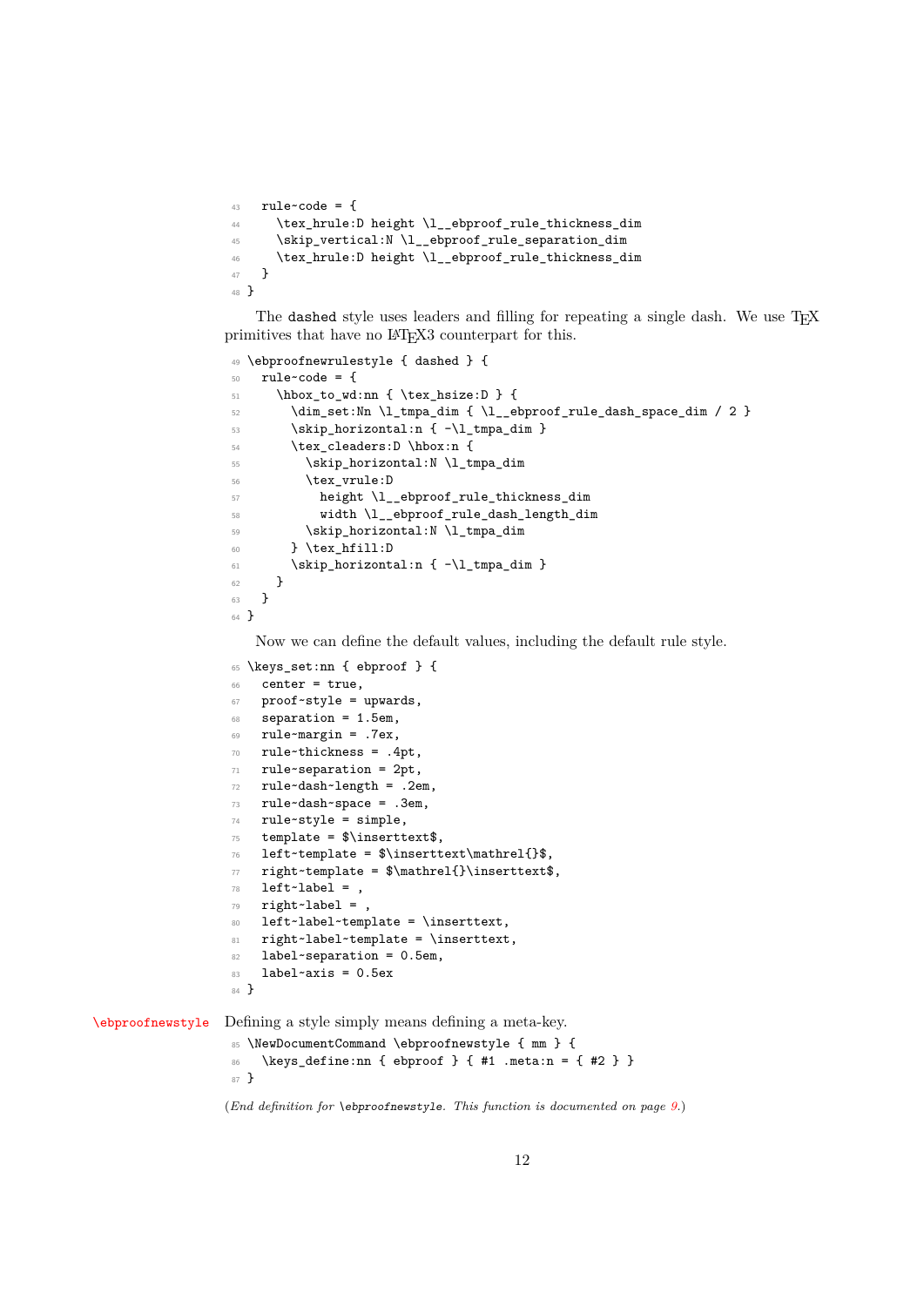```
43   rule~code = {
44     \tex_hrule:D height \l__ebproof_rule_thickness_dim
45     \skip_vertical:N \l__ebproof_rule_separation_dim
46     \tex_hrule:D height \l__ebproof_rule_thickness_dim
47   }
48 }
```

The dashed style uses leaders and filling for repeating a single dash. We use TEX primitives that have no LATEX3 counterpart for this.

```
49 \ebproofnewrulestyle { dashed } {
50   rule~code = {
51     \hbox_to_wd:nn { \tex_hsize:D } {
52       \dim_set:Nn \l_tmpa_dim { \l__ebproof_rule_dash_space_dim / 2 }
53       \skip_horizontal:n { -\l_tmpa_dim }
54       \tex_cleaders:D \hbox:n {
55         \skip_horizontal:N \l_tmpa_dim
56         \tex_vrule:D
57           height \l__ebproof_rule_thickness_dim
58           width \l__ebproof_rule_dash_length_dim
59         \skip_horizontal:N \l_tmpa_dim
60       } \tex_hfill:D
61       \skip_horizontal:n { -\l_tmpa_dim }
62     }
63   }
64 }
```

Now we can define the default values, including the default rule style.

```
65 \keys_set:nn { ebproof } {
66   center = true,
67   proof~style = upwards,
68   separation = 1.5em,
69   rule~margin = .7ex,
70   rule~thickness = .4pt,
71   rule~separation = 2pt,
72   rule~dash~length = .2em,
73   rule~dash~space = .3em,
74   rule~style = simple,
75   template = $\inserttext$,
76   left~template = $\inserttext\mathrel{}$,
77   right~template = $\mathrel{}\inserttext$,
78   left~label = ,
79   right~label = ,
80   left~label~template = \inserttext,
81   right~label~template = \inserttext,
82   label~separation = 0.5em,
83   label~axis = 0.5ex
84 }
```

\ebproofnewstyle Defining a style simply means defining a meta-key.

```
85 \NewDocumentCommand \ebproofnewstyle { mm } {
86   \keys_define:nn { ebproof } { #1 .meta:n = { #2 } }
87 }
```

(*End definition for \ebproofnewstyle. This function is documented on page 9.*)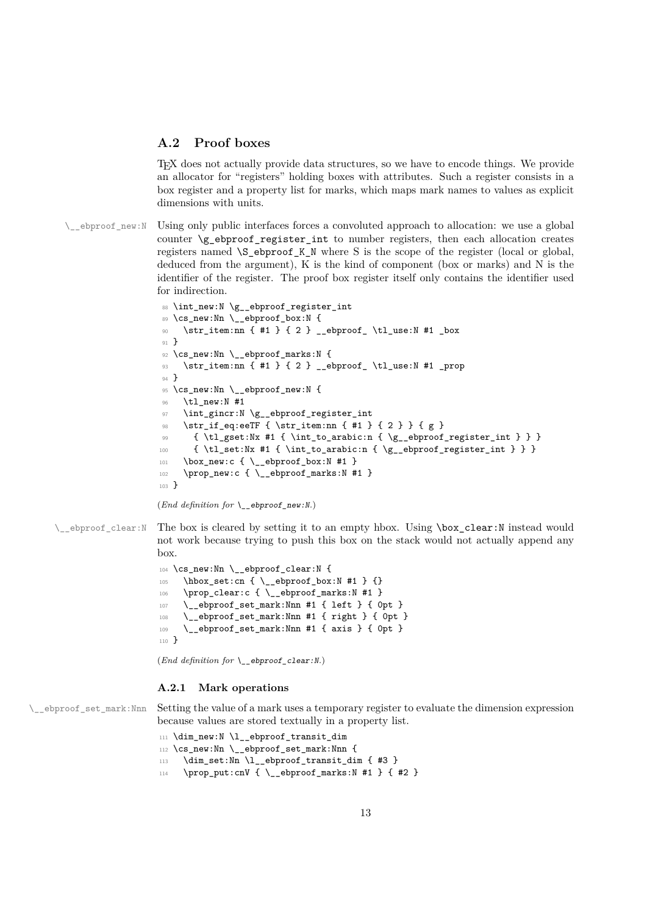## A.2 Proof boxes

TeX does not actually provide data structures, so we have to encode things. We provide an allocator for "registers" holding boxes with attributes. Such a register consists in a box register and a property list for marks, which maps mark names to values as explicit dimensions with units.

\__ebproof_new:N Using only public interfaces forces a convoluted approach to allocation: we use a global counter \g_ebproof_register_int to number registers, then each allocation creates registers named \S_ebproof_K_N where S is the scope of the register (local or global, deduced from the argument), K is the kind of component (box or marks) and N is the identifier of the register. The proof box register itself only contains the identifier used for indirection.

```
88 \int_new:N \g__ebproof_register_int
89 \cs_new:Nn \__ebproof_box:N {
90   \str_item:nn { #1 } { 2 } __ebproof_ \tl_use:N #1 _box
91 }
92 \cs_new:Nn \__ebproof_marks:N {
93   \str_item:nn { #1 } { 2 } __ebproof_ \tl_use:N #1 _prop
94 }
95 \cs_new:Nn \__ebproof_new:N {
96   \tl_new:N #1
97   \int_gincr:N \g__ebproof_register_int
98   \str_if_eq:eeTF { \str_item:nn { #1 } { 2 } } { g }
99     { \tl_gset:Nx #1 { \int_to_arabic:n { \g__ebproof_register_int } } }
100    { \tl_set:Nx #1 { \int_to_arabic:n { \g__ebproof_register_int } } }
101  \box_new:c { \__ebproof_box:N #1 }
102  \prop_new:c { \__ebproof_marks:N #1 }
103 }
```

(*End definition for \__ebproof_new:N.*)

\__ebproof_clear:N The box is cleared by setting it to an empty hbox. Using \box_clear:N instead would not work because trying to push this box on the stack would not actually append any box.

```
104 \cs_new:Nn \__ebproof_clear:N {
105   \hbox_set:cn { \__ebproof_box:N #1 } {}
106   \prop_clear:c { \__ebproof_marks:N #1 }
107   \__ebproof_set_mark:Nnn #1 { left } { 0pt }
108   \__ebproof_set_mark:Nnn #1 { right } { 0pt }
109   \__ebproof_set_mark:Nnn #1 { axis } { 0pt }
110 }
```

(*End definition for \__ebproof_clear:N.*)

### A.2.1 Mark operations

\__ebproof_set_mark:Nnn Setting the value of a mark uses a temporary register to evaluate the dimension expression because values are stored textually in a property list.

```
111 \dim_new:N \l__ebproof_transit_dim
112 \cs_new:Nn \__ebproof_set_mark:Nnn {
113   \dim_set:Nn \l__ebproof_transit_dim { #3 }
114   \prop_put:cnV { \__ebproof_marks:N #1 } { #2 }
```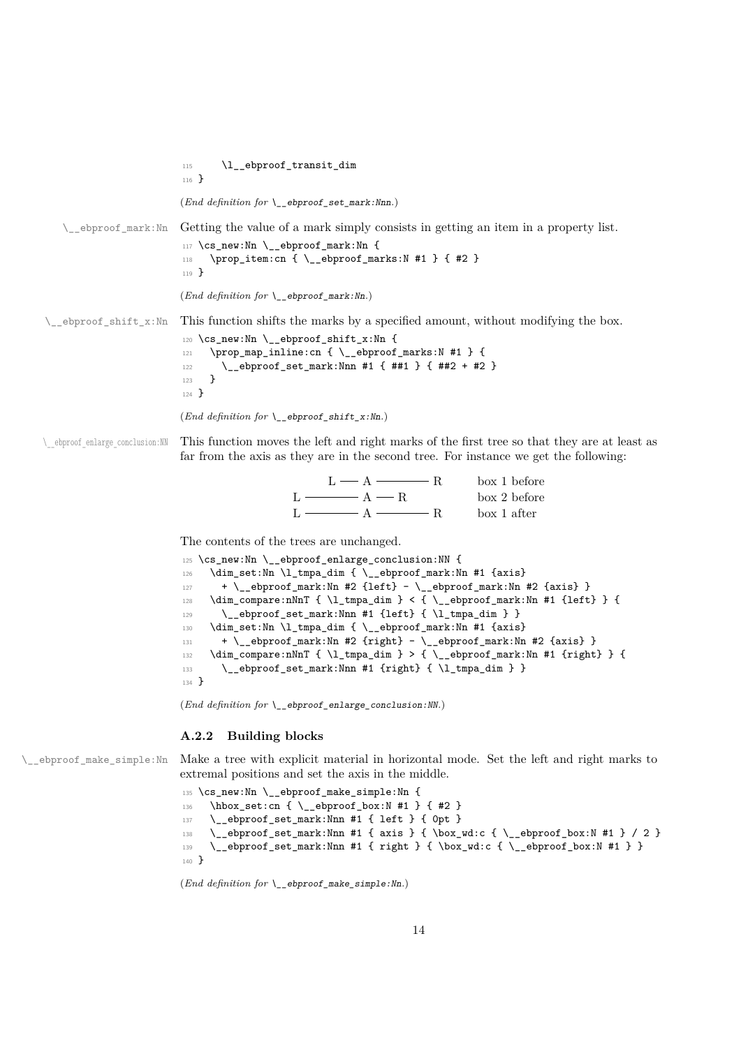```
115     \l__ebproof_transit_dim
116 }
```

(*End definition for* `\__ebproof_set_mark:Nnn`.)

`\__ebproof_mark:Nn` Getting the value of a mark simply consists in getting an item in a property list.

```
117 \cs_new:Nn \__ebproof_mark:Nn {
118   \prop_item:cn { \__ebproof_marks:N #1 } { #2 }
119 }
```

(*End definition for* `\__ebproof_mark:Nn`.)

`\__ebproof_shift_x:Nn` This function shifts the marks by a specified amount, without modifying the box.

```
120 \cs_new:Nn \__ebproof_shift_x:Nn {
121   \prop_map_inline:cn { \__ebproof_marks:N #1 } {
122     \__ebproof_set_mark:Nnn #1 { ##1 } { ##2 + #2 }
123   }
124 }
```

(*End definition for* `\__ebproof_shift_x:Nn`.)

`\__ebproof_enlarge_conclusion:NN` This function moves the left and right marks of the first tree so that they are at least as far from the axis as they are in the second tree. For instance we get the following:

```
    L —— A ———— R      box 1 before
L ———— A —— R          box 2 before
L ———— A ———— R        box 1 after
```

The contents of the trees are unchanged.

```
125 \cs_new:Nn \__ebproof_enlarge_conclusion:NN {
126   \dim_set:Nn \l_tmpa_dim { \__ebproof_mark:Nn #1 {axis}
127     + \__ebproof_mark:Nn #2 {left} - \__ebproof_mark:Nn #2 {axis} }
128   \dim_compare:nNnT { \l_tmpa_dim } < { \__ebproof_mark:Nn #1 {left} } {
129     \__ebproof_set_mark:Nnn #1 {left} { \l_tmpa_dim } }
130   \dim_set:Nn \l_tmpa_dim { \__ebproof_mark:Nn #1 {axis}
131     + \__ebproof_mark:Nn #2 {right} - \__ebproof_mark:Nn #2 {axis} }
132   \dim_compare:nNnT { \l_tmpa_dim } > { \__ebproof_mark:Nn #1 {right} } {
133     \__ebproof_set_mark:Nnn #1 {right} { \l_tmpa_dim } }
134 }
```

(*End definition for* `\__ebproof_enlarge_conclusion:NN`.)

### A.2.2 Building blocks

`\__ebproof_make_simple:Nn` Make a tree with explicit material in horizontal mode. Set the left and right marks to extremal positions and set the axis in the middle.

```
135 \cs_new:Nn \__ebproof_make_simple:Nn {
136   \hbox_set:cn { \__ebproof_box:N #1 } { #2 }
137   \__ebproof_set_mark:Nnn #1 { left } { 0pt }
138   \__ebproof_set_mark:Nnn #1 { axis } { \box_wd:c { \__ebproof_box:N #1 } / 2 }
139   \__ebproof_set_mark:Nnn #1 { right } { \box_wd:c { \__ebproof_box:N #1 } }
140 }
```

(*End definition for* `\__ebproof_make_simple:Nn`.)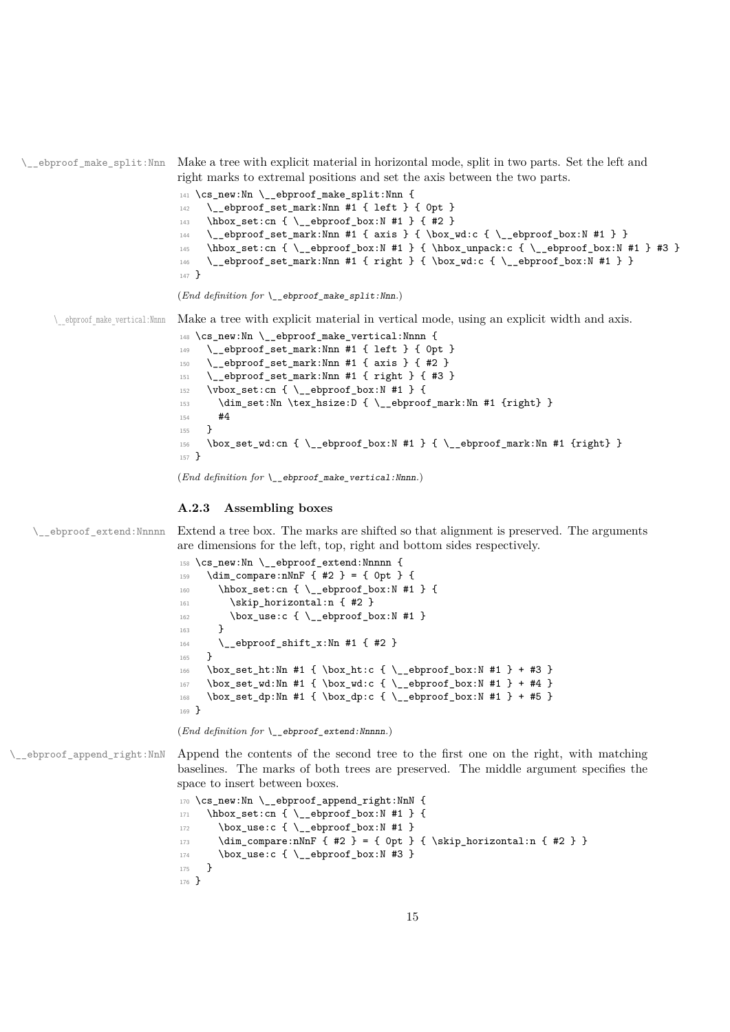`\__ebproof_make_split:Nnn` Make a tree with explicit material in horizontal mode, split in two parts. Set the left and right marks to extremal positions and set the axis between the two parts.

```
141 \cs_new:Nn \__ebproof_make_split:Nnn {
142   \__ebproof_set_mark:Nnn #1 { left } { 0pt }
143   \hbox_set:cn { \__ebproof_box:N #1 } { #2 }
144   \__ebproof_set_mark:Nnn #1 { axis } { \box_wd:c { \__ebproof_box:N #1 } }
145   \hbox_set:cn { \__ebproof_box:N #1 } { \hbox_unpack:c { \__ebproof_box:N #1 } #3 }
146   \__ebproof_set_mark:Nnn #1 { right } { \box_wd:c { \__ebproof_box:N #1 } }
147 }
```

(*End definition for* `\__ebproof_make_split:Nnn`.)

`\__ebproof_make_vertical:Nnnn` Make a tree with explicit material in vertical mode, using an explicit width and axis.

```
148 \cs_new:Nn \__ebproof_make_vertical:Nnnn {
149   \__ebproof_set_mark:Nnn #1 { left } { 0pt }
150   \__ebproof_set_mark:Nnn #1 { axis } { #2 }
151   \__ebproof_set_mark:Nnn #1 { right } { #3 }
152   \vbox_set:cn { \__ebproof_box:N #1 } {
153     \dim_set:Nn \tex_hsize:D { \__ebproof_mark:Nn #1 {right} }
154     #4
155   }
156   \box_set_wd:cn { \__ebproof_box:N #1 } { \__ebproof_mark:Nn #1 {right} }
157 }
```

(*End definition for* `\__ebproof_make_vertical:Nnnn`.)

### A.2.3 Assembling boxes

`\__ebproof_extend:Nnnnn` Extend a tree box. The marks are shifted so that alignment is preserved. The arguments are dimensions for the left, top, right and bottom sides respectively.

```
158 \cs_new:Nn \__ebproof_extend:Nnnnn {
159   \dim_compare:nNnF { #2 } = { 0pt } {
160     \hbox_set:cn { \__ebproof_box:N #1 } {
161       \skip_horizontal:n { #2 }
162       \box_use:c { \__ebproof_box:N #1 }
163     }
164     \__ebproof_shift_x:Nn #1 { #2 }
165   }
166   \box_set_ht:Nn #1 { \box_ht:c { \__ebproof_box:N #1 } + #3 }
167   \box_set_wd:Nn #1 { \box_wd:c { \__ebproof_box:N #1 } + #4 }
168   \box_set_dp:Nn #1 { \box_dp:c { \__ebproof_box:N #1 } + #5 }
169 }
```

(*End definition for* `\__ebproof_extend:Nnnnn`.)

`\__ebproof_append_right:NnN` Append the contents of the second tree to the first one on the right, with matching baselines. The marks of both trees are preserved. The middle argument specifies the space to insert between boxes.

```
170 \cs_new:Nn \__ebproof_append_right:NnN {
171   \hbox_set:cn { \__ebproof_box:N #1 } {
172     \box_use:c { \__ebproof_box:N #1 }
173     \dim_compare:nNnF { #2 } = { 0pt } { \skip_horizontal:n { #2 } }
174     \box_use:c { \__ebproof_box:N #3 }
175   }
176 }
```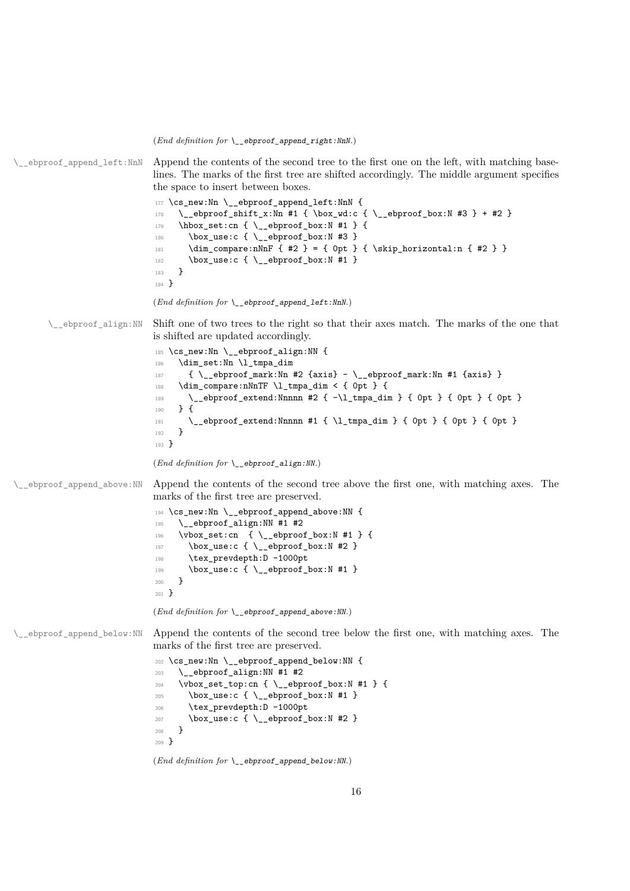(*End definition for* `\__ebproof_append_right:NnN`.)

`\__ebproof_append_left:NnN`

Append the contents of the second tree to the first one on the left, with matching baselines. The marks of the first tree are shifted accordingly. The middle argument specifies the space to insert between boxes.

```
177 \cs_new:Nn \__ebproof_append_left:NnN {
178   \__ebproof_shift_x:Nn #1 { \box_wd:c { \__ebproof_box:N #3 } + #2 }
179   \hbox_set:cn { \__ebproof_box:N #1 } {
180     \box_use:c { \__ebproof_box:N #3 }
181     \dim_compare:nNnF { #2 } = { 0pt } { \skip_horizontal:n { #2 } }
182     \box_use:c { \__ebproof_box:N #1 }
183   }
184 }
```

(*End definition for* `\__ebproof_append_left:NnN`.)

`\__ebproof_align:NN`

Shift one of two trees to the right so that their axes match. The marks of the one that is shifted are updated accordingly.

```
185 \cs_new:Nn \__ebproof_align:NN {
186   \dim_set:Nn \l_tmpa_dim
187     { \__ebproof_mark:Nn #2 {axis} - \__ebproof_mark:Nn #1 {axis} }
188   \dim_compare:nNnTF \l_tmpa_dim < { 0pt } {
189     \__ebproof_extend:Nnnnn #2 { -\l_tmpa_dim } { 0pt } { 0pt } { 0pt }
190   } {
191     \__ebproof_extend:Nnnnn #1 { \l_tmpa_dim } { 0pt } { 0pt } { 0pt }
192   }
193 }
```

(*End definition for* `\__ebproof_align:NN`.)

`\__ebproof_append_above:NN`

Append the contents of the second tree above the first one, with matching axes. The marks of the first tree are preserved.

```
194 \cs_new:Nn \__ebproof_append_above:NN {
195   \__ebproof_align:NN #1 #2
196   \vbox_set:cn  { \__ebproof_box:N #1 } {
197     \box_use:c { \__ebproof_box:N #2 }
198     \tex_prevdepth:D -1000pt
199     \box_use:c { \__ebproof_box:N #1 }
200   }
201 }
```

(*End definition for* `\__ebproof_append_above:NN`.)

`\__ebproof_append_below:NN`

Append the contents of the second tree below the first one, with matching axes. The marks of the first tree are preserved.

```
202 \cs_new:Nn \__ebproof_append_below:NN {
203   \__ebproof_align:NN #1 #2
204   \vbox_set_top:cn { \__ebproof_box:N #1 } {
205     \box_use:c { \__ebproof_box:N #1 }
206     \tex_prevdepth:D -1000pt
207     \box_use:c { \__ebproof_box:N #2 }
208   }
209 }
```

(*End definition for* `\__ebproof_append_below:NN`.)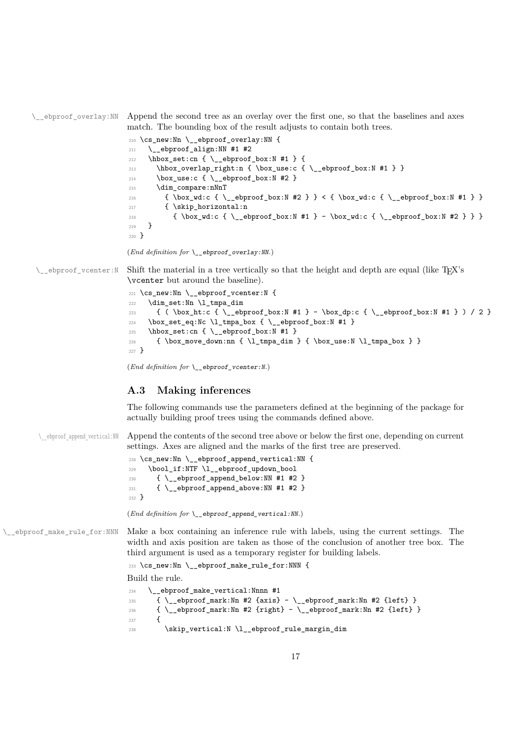`\__ebproof_overlay:NN` Append the second tree as an overlay over the first one, so that the baselines and axes match. The bounding box of the result adjusts to contain both trees.

```
210 \cs_new:Nn \__ebproof_overlay:NN {
211   \__ebproof_align:NN #1 #2
212   \hbox_set:cn { \__ebproof_box:N #1 } {
213     \hbox_overlap_right:n { \box_use:c { \__ebproof_box:N #1 } }
214     \box_use:c { \__ebproof_box:N #2 }
215     \dim_compare:nNnT
216       { \box_wd:c { \__ebproof_box:N #2 } } < { \box_wd:c { \__ebproof_box:N #1 } }
217       { \skip_horizontal:n
218         { \box_wd:c { \__ebproof_box:N #1 } - \box_wd:c { \__ebproof_box:N #2 } } }
219   }
220 }
```

(*End definition for `\__ebproof_overlay:NN`.*)

`\__ebproof_vcenter:N` Shift the material in a tree vertically so that the height and depth are equal (like TeX's `\vcenter` but around the baseline).

```
221 \cs_new:Nn \__ebproof_vcenter:N {
222   \dim_set:Nn \l_tmpa_dim
223     { ( \box_ht:c { \__ebproof_box:N #1 } - \box_dp:c { \__ebproof_box:N #1 } ) / 2 }
224   \box_set_eq:Nc \l_tmpa_box { \__ebproof_box:N #1 }
225   \hbox_set:cn { \__ebproof_box:N #1 }
226     { \box_move_down:nn { \l_tmpa_dim } { \box_use:N \l_tmpa_box } }
227 }
```

(*End definition for `\__ebproof_vcenter:N`.*)

## A.3 Making inferences

The following commands use the parameters defined at the beginning of the package for actually building proof trees using the commands defined above.

`\__ebproof_append_vertical:NN` Append the contents of the second tree above or below the first one, depending on current settings. Axes are aligned and the marks of the first tree are preserved.

```
228 \cs_new:Nn \__ebproof_append_vertical:NN {
229   \bool_if:NTF \l__ebproof_updown_bool
230     { \__ebproof_append_below:NN #1 #2 }
231     { \__ebproof_append_above:NN #1 #2 }
232 }
```

(*End definition for `\__ebproof_append_vertical:NN`.*)

`\__ebproof_make_rule_for:NNN` Make a box containing an inference rule with labels, using the current settings. The width and axis position are taken as those of the conclusion of another tree box. The third argument is used as a temporary register for building labels.

```
233 \cs_new:Nn \__ebproof_make_rule_for:NNN {
```

Build the rule.

```
234   \__ebproof_make_vertical:Nnnn #1
235     { \__ebproof_mark:Nn #2 {axis} - \__ebproof_mark:Nn #2 {left} }
236     { \__ebproof_mark:Nn #2 {right} - \__ebproof_mark:Nn #2 {left} }
237     {
238       \skip_vertical:N \l__ebproof_rule_margin_dim
```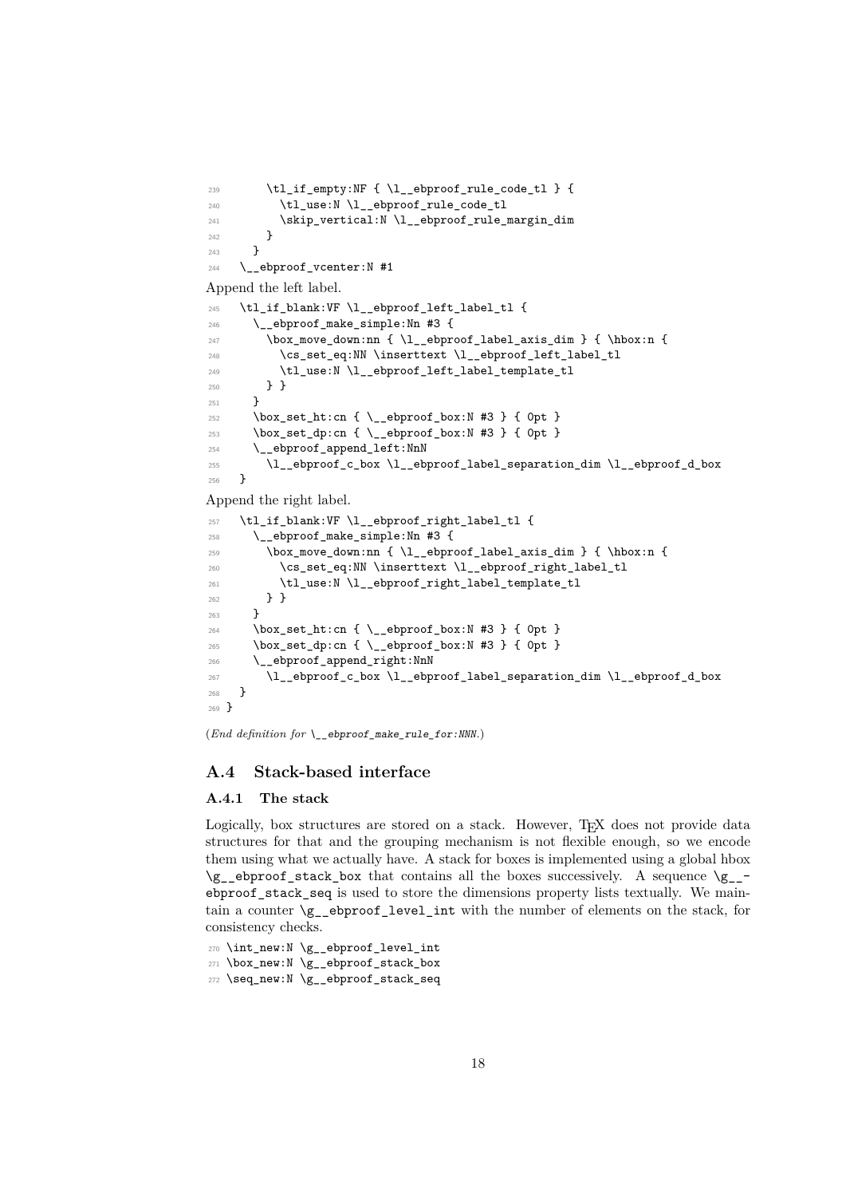```
239      \tl_if_empty:NF { \l__ebproof_rule_code_tl } {
240        \tl_use:N \l__ebproof_rule_code_tl
241        \skip_vertical:N \l__ebproof_rule_margin_dim
242      }
243    }
244  \__ebproof_vcenter:N #1
```

Append the left label.

```
245  \tl_if_blank:VF \l__ebproof_left_label_tl {
246    \__ebproof_make_simple:Nn #3 {
247      \box_move_down:nn { \l__ebproof_label_axis_dim } { \hbox:n {
248        \cs_set_eq:NN \inserttext \l__ebproof_left_label_tl
249        \tl_use:N \l__ebproof_left_label_template_tl
250      } }
251    }
252    \box_set_ht:cn { \__ebproof_box:N #3 } { 0pt }
253    \box_set_dp:cn { \__ebproof_box:N #3 } { 0pt }
254    \__ebproof_append_left:NnN
255      \l__ebproof_c_box \l__ebproof_label_separation_dim \l__ebproof_d_box
256  }
```

Append the right label.

```
257  \tl_if_blank:VF \l__ebproof_right_label_tl {
258    \__ebproof_make_simple:Nn #3 {
259      \box_move_down:nn { \l__ebproof_label_axis_dim } { \hbox:n {
260        \cs_set_eq:NN \inserttext \l__ebproof_right_label_tl
261        \tl_use:N \l__ebproof_right_label_template_tl
262      } }
263    }
264    \box_set_ht:cn { \__ebproof_box:N #3 } { 0pt }
265    \box_set_dp:cn { \__ebproof_box:N #3 } { 0pt }
266    \__ebproof_append_right:NnN
267      \l__ebproof_c_box \l__ebproof_label_separation_dim \l__ebproof_d_box
268  }
269 }
```

(*End definition for \__ebproof_make_rule_for:NNN.*)

## A.4 Stack-based interface

### A.4.1 The stack

Logically, box structures are stored on a stack. However, TEX does not provide data structures for that and the grouping mechanism is not flexible enough, so we encode them using what we actually have. A stack for boxes is implemented using a global hbox `\g__ebproof_stack_box` that contains all the boxes successively. A sequence `\g__ebproof_stack_seq` is used to store the dimensions property lists textually. We maintain a counter `\g__ebproof_level_int` with the number of elements on the stack, for consistency checks.

```
270 \int_new:N \g__ebproof_level_int
271 \box_new:N \g__ebproof_stack_box
272 \seq_new:N \g__ebproof_stack_seq
```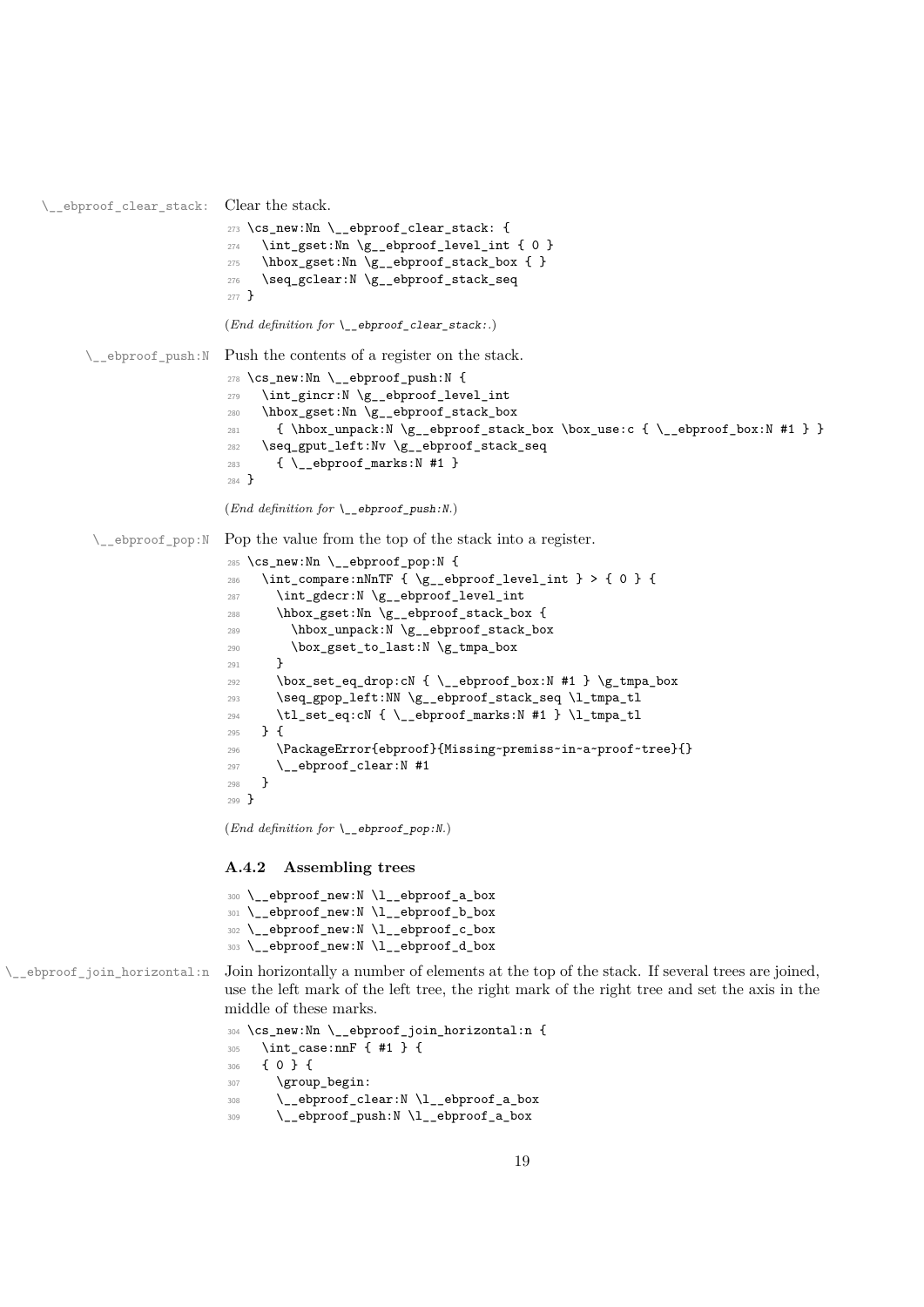`\__ebproof_clear_stack:` Clear the stack.

```
273 \cs_new:Nn \__ebproof_clear_stack: {
274   \int_gset:Nn \g__ebproof_level_int { 0 }
275   \hbox_gset:Nn \g__ebproof_stack_box { }
276   \seq_gclear:N \g__ebproof_stack_seq
277 }
```

(*End definition for* `\__ebproof_clear_stack:`.)

`\__ebproof_push:N` Push the contents of a register on the stack.

```
278 \cs_new:Nn \__ebproof_push:N {
279   \int_gincr:N \g__ebproof_level_int
280   \hbox_gset:Nn \g__ebproof_stack_box
281     { \hbox_unpack:N \g__ebproof_stack_box \box_use:c { \__ebproof_box:N #1 } }
282   \seq_gput_left:Nv \g__ebproof_stack_seq
283     { \__ebproof_marks:N #1 }
284 }
```

(*End definition for* `\__ebproof_push:N`.)

`\__ebproof_pop:N` Pop the value from the top of the stack into a register.

```
285 \cs_new:Nn \__ebproof_pop:N {
286   \int_compare:nNnTF { \g__ebproof_level_int } > { 0 } {
287     \int_gdecr:N \g__ebproof_level_int
288     \hbox_gset:Nn \g__ebproof_stack_box {
289       \hbox_unpack:N \g__ebproof_stack_box
290       \box_gset_to_last:N \g_tmpa_box
291     }
292     \box_set_eq_drop:cN { \__ebproof_box:N #1 } \g_tmpa_box
293     \seq_gpop_left:NN \g__ebproof_stack_seq \l_tmpa_tl
294     \tl_set_eq:cN { \__ebproof_marks:N #1 } \l_tmpa_tl
295   } {
296     \PackageError{ebproof}{Missing~premiss~in~a~proof~tree}{}
297     \__ebproof_clear:N #1
298   }
299 }
```

(*End definition for* `\__ebproof_pop:N`.)

### A.4.2 Assembling trees

```
300 \__ebproof_new:N \l__ebproof_a_box
301 \__ebproof_new:N \l__ebproof_b_box
302 \__ebproof_new:N \l__ebproof_c_box
303 \__ebproof_new:N \l__ebproof_d_box
```

`\__ebproof_join_horizontal:n` Join horizontally a number of elements at the top of the stack. If several trees are joined, use the left mark of the left tree, the right mark of the right tree and set the axis in the middle of these marks.

```
304 \cs_new:Nn \__ebproof_join_horizontal:n {
305   \int_case:nnF { #1 } {
306   { 0 } {
307     \group_begin:
308     \__ebproof_clear:N \l__ebproof_a_box
309     \__ebproof_push:N \l__ebproof_a_box
```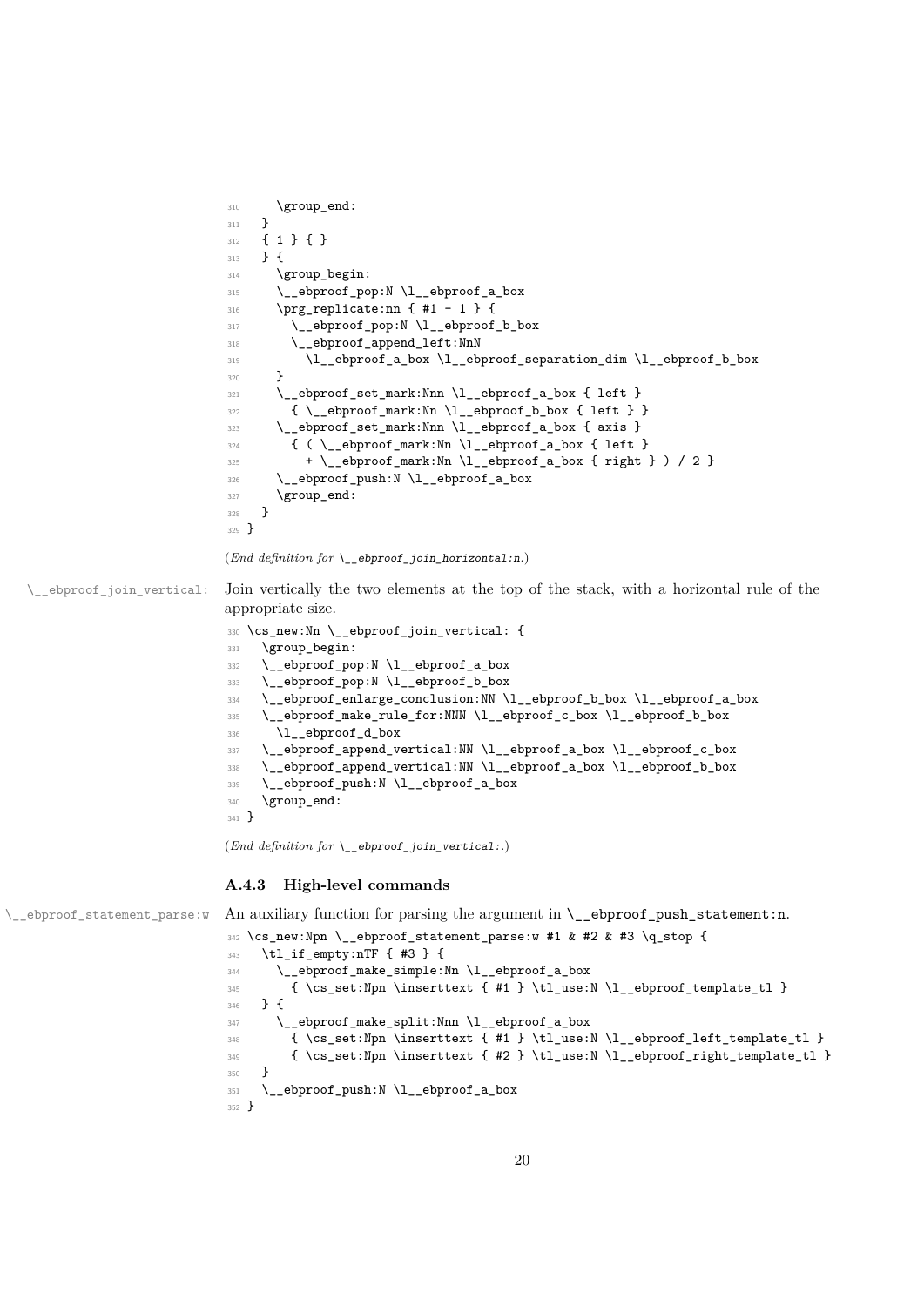```
310     \group_end:
311   }
312   { 1 } { }
313   } {
314     \group_begin:
315     \__ebproof_pop:N \l__ebproof_a_box
316     \prg_replicate:nn { #1 - 1 } {
317       \__ebproof_pop:N \l__ebproof_b_box
318       \__ebproof_append_left:NnN
319         \l__ebproof_a_box \l__ebproof_separation_dim \l__ebproof_b_box
320     }
321     \__ebproof_set_mark:Nnn \l__ebproof_a_box { left }
322       { \__ebproof_mark:Nn \l__ebproof_b_box { left } }
323     \__ebproof_set_mark:Nnn \l__ebproof_a_box { axis }
324       { ( \__ebproof_mark:Nn \l__ebproof_a_box { left }
325         + \__ebproof_mark:Nn \l__ebproof_a_box { right } ) / 2 }
326     \__ebproof_push:N \l__ebproof_a_box
327     \group_end:
328   }
329 }
```

(*End definition for `\__ebproof_join_horizontal:n`.*)

`\__ebproof_join_vertical:` Join vertically the two elements at the top of the stack, with a horizontal rule of the appropriate size.

```
330 \cs_new:Nn \__ebproof_join_vertical: {
331   \group_begin:
332   \__ebproof_pop:N \l__ebproof_a_box
333   \__ebproof_pop:N \l__ebproof_b_box
334   \__ebproof_enlarge_conclusion:NN \l__ebproof_b_box \l__ebproof_a_box
335   \__ebproof_make_rule_for:NNN \l__ebproof_c_box \l__ebproof_b_box
336     \l__ebproof_d_box
337   \__ebproof_append_vertical:NN \l__ebproof_a_box \l__ebproof_c_box
338   \__ebproof_append_vertical:NN \l__ebproof_a_box \l__ebproof_b_box
339   \__ebproof_push:N \l__ebproof_a_box
340   \group_end:
341 }
```

(*End definition for `\__ebproof_join_vertical:`.*)

### A.4.3 High-level commands

`\__ebproof_statement_parse:w` An auxiliary function for parsing the argument in `\__ebproof_push_statement:n`.

```
342 \cs_new:Npn \__ebproof_statement_parse:w #1 & #2 & #3 \q_stop {
343   \tl_if_empty:nTF { #3 } {
344     \__ebproof_make_simple:Nn \l__ebproof_a_box
345       { \cs_set:Npn \inserttext { #1 } \tl_use:N \l__ebproof_template_tl }
346   } {
347     \__ebproof_make_split:Nnn \l__ebproof_a_box
348       { \cs_set:Npn \inserttext { #1 } \tl_use:N \l__ebproof_left_template_tl }
349       { \cs_set:Npn \inserttext { #2 } \tl_use:N \l__ebproof_right_template_tl }
350   }
351   \__ebproof_push:N \l__ebproof_a_box
352 }
```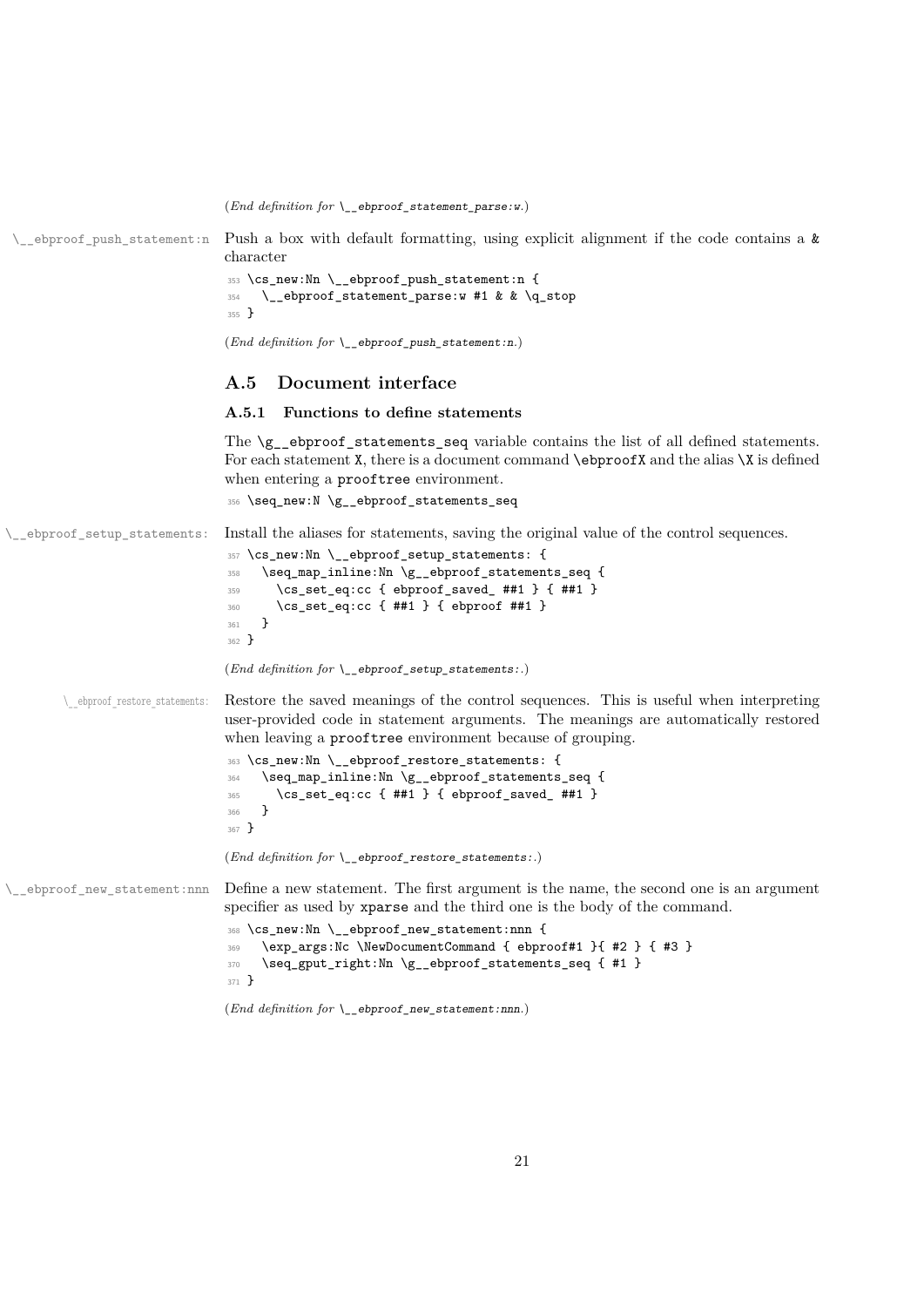(*End definition for* `\__ebproof_statement_parse:w`.)

`\__ebproof_push_statement:n` Push a box with default formatting, using explicit alignment if the code contains a `&` character

```
353 \cs_new:Nn \__ebproof_push_statement:n {
354   \__ebproof_statement_parse:w #1 & & \q_stop
355 }
```

(*End definition for* `\__ebproof_push_statement:n`.)

## A.5 Document interface

### A.5.1 Functions to define statements

The `\g__ebproof_statements_seq` variable contains the list of all defined statements. For each statement `X`, there is a document command `\ebproofX` and the alias `\X` is defined when entering a `prooftree` environment.

```
356 \seq_new:N \g__ebproof_statements_seq
```

`\__ebproof_setup_statements:` Install the aliases for statements, saving the original value of the control sequences.

```
357 \cs_new:Nn \__ebproof_setup_statements: {
358   \seq_map_inline:Nn \g__ebproof_statements_seq {
359     \cs_set_eq:cc { ebproof_saved_ ##1 } { ##1 }
360     \cs_set_eq:cc { ##1 } { ebproof ##1 }
361   }
362 }
```

(*End definition for* `\__ebproof_setup_statements:`.)

`\__ebproof_restore_statements:` Restore the saved meanings of the control sequences. This is useful when interpreting user-provided code in statement arguments. The meanings are automatically restored when leaving a `prooftree` environment because of grouping.

```
363 \cs_new:Nn \__ebproof_restore_statements: {
364   \seq_map_inline:Nn \g__ebproof_statements_seq {
365     \cs_set_eq:cc { ##1 } { ebproof_saved_ ##1 }
366   }
367 }
```

(*End definition for* `\__ebproof_restore_statements:`.)

`\__ebproof_new_statement:nnn` Define a new statement. The first argument is the name, the second one is an argument specifier as used by `xparse` and the third one is the body of the command.

```
368 \cs_new:Nn \__ebproof_new_statement:nnn {
369   \exp_args:Nc \NewDocumentCommand { ebproof#1 }{ #2 } { #3 }
370   \seq_gput_right:Nn \g__ebproof_statements_seq { #1 }
371 }
```

(*End definition for* `\__ebproof_new_statement:nnn`.)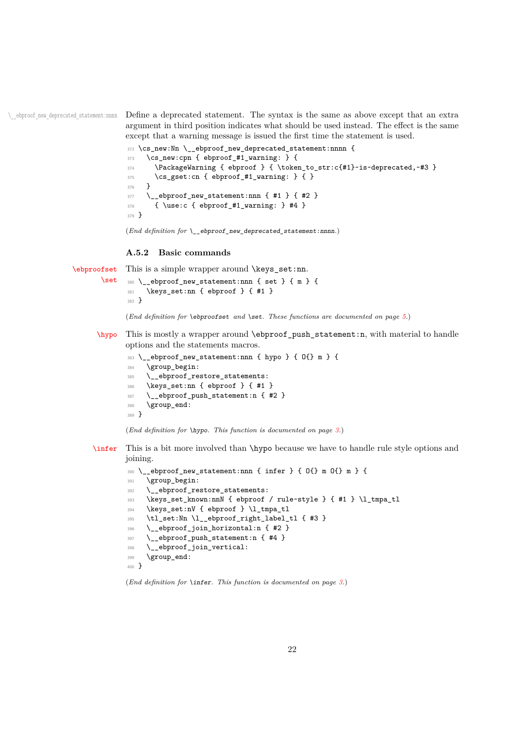`\__ebproof_new_deprecated_statement:nnnn` Define a deprecated statement. The syntax is the same as above except that an extra argument in third position indicates what should be used instead. The effect is the same except that a warning message is issued the first time the statement is used.

```
372 \cs_new:Nn \__ebproof_new_deprecated_statement:nnnn {
373   \cs_new:cpn { ebproof_#1_warning: } {
374     \PackageWarning { ebproof } { \token_to_str:c{#1}~is~deprecated,~#3 }
375     \cs_gset:cn { ebproof_#1_warning: } { }
376   }
377   \__ebproof_new_statement:nnn { #1 } { #2 }
378     { \use:c { ebproof_#1_warning: } #4 }
379 }
```

(*End definition for* `\__ebproof_new_deprecated_statement:nnnn`.)

### A.5.2 Basic commands

`\ebproofset` `\set` This is a simple wrapper around `\keys_set:nn`.

```
380 \__ebproof_new_statement:nnn { set } { m } {
381   \keys_set:nn { ebproof } { #1 }
382 }
```

(*End definition for* `\ebproofset` *and* `\set`. *These functions are documented on page 5.*)

`\hypo` This is mostly a wrapper around `\ebproof_push_statement:n`, with material to handle options and the statements macros.

```
383 \__ebproof_new_statement:nnn { hypo } { O{} m } {
384   \group_begin:
385   \__ebproof_restore_statements:
386   \keys_set:nn { ebproof } { #1 }
387   \__ebproof_push_statement:n { #2 }
388   \group_end:
389 }
```

(*End definition for* `\hypo`. *This function is documented on page 3.*)

`\infer` This is a bit more involved than `\hypo` because we have to handle rule style options and joining.

```
390 \__ebproof_new_statement:nnn { infer } { O{} m O{} m } {
391   \group_begin:
392   \__ebproof_restore_statements:
393   \keys_set_known:nnN { ebproof / rule~style } { #1 } \l_tmpa_tl
394   \keys_set:nV { ebproof } \l_tmpa_tl
395   \tl_set:Nn \l__ebproof_right_label_tl { #3 }
396   \__ebproof_join_horizontal:n { #2 }
397   \__ebproof_push_statement:n { #4 }
398   \__ebproof_join_vertical:
399   \group_end:
400 }
```

(*End definition for* `\infer`. *This function is documented on page 3.*)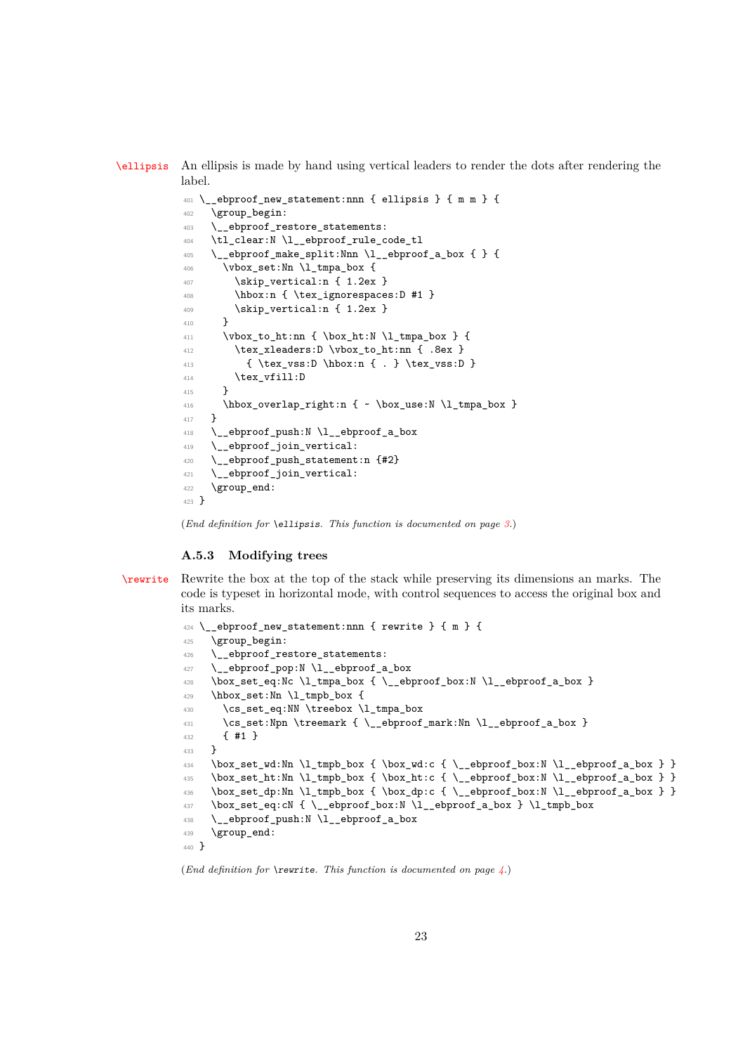`\ellipsis` An ellipsis is made by hand using vertical leaders to render the dots after rendering the label.

```
401 \__ebproof_new_statement:nnn { ellipsis } { m m } {
402   \group_begin:
403   \__ebproof_restore_statements:
404   \tl_clear:N \l__ebproof_rule_code_tl
405   \__ebproof_make_split:Nnn \l__ebproof_a_box { } {
406     \vbox_set:Nn \l_tmpa_box {
407       \skip_vertical:n { 1.2ex }
408       \hbox:n { \tex_ignorespaces:D #1 }
409       \skip_vertical:n { 1.2ex }
410     }
411     \vbox_to_ht:nn { \box_ht:N \l_tmpa_box } {
412       \tex_xleaders:D \vbox_to_ht:nn { .8ex }
413         { \tex_vss:D \hbox:n { . } \tex_vss:D }
414       \tex_vfill:D
415     }
416     \hbox_overlap_right:n { ~ \box_use:N \l_tmpa_box }
417   }
418   \__ebproof_push:N \l__ebproof_a_box
419   \__ebproof_join_vertical:
420   \__ebproof_push_statement:n {#2}
421   \__ebproof_join_vertical:
422   \group_end:
423 }
```

(*End definition for* `\ellipsis`. *This function is documented on page 3.*)

### A.5.3 Modifying trees

`\rewrite` Rewrite the box at the top of the stack while preserving its dimensions an marks. The code is typeset in horizontal mode, with control sequences to access the original box and its marks.

```
424 \__ebproof_new_statement:nnn { rewrite } { m } {
425   \group_begin:
426   \__ebproof_restore_statements:
427   \__ebproof_pop:N \l__ebproof_a_box
428   \box_set_eq:Nc \l_tmpa_box { \__ebproof_box:N \l__ebproof_a_box }
429   \hbox_set:Nn \l_tmpb_box {
430     \cs_set_eq:NN \treebox \l_tmpa_box
431     \cs_set:Npn \treemark { \__ebproof_mark:Nn \l__ebproof_a_box }
432     { #1 }
433   }
434   \box_set_wd:Nn \l_tmpb_box { \box_wd:c { \__ebproof_box:N \l__ebproof_a_box } }
435   \box_set_ht:Nn \l_tmpb_box { \box_ht:c { \__ebproof_box:N \l__ebproof_a_box } }
436   \box_set_dp:Nn \l_tmpb_box { \box_dp:c { \__ebproof_box:N \l__ebproof_a_box } }
437   \box_set_eq:cN { \__ebproof_box:N \l__ebproof_a_box } \l_tmpb_box
438   \__ebproof_push:N \l__ebproof_a_box
439   \group_end:
440 }
```

(*End definition for* `\rewrite`. *This function is documented on page 4.*)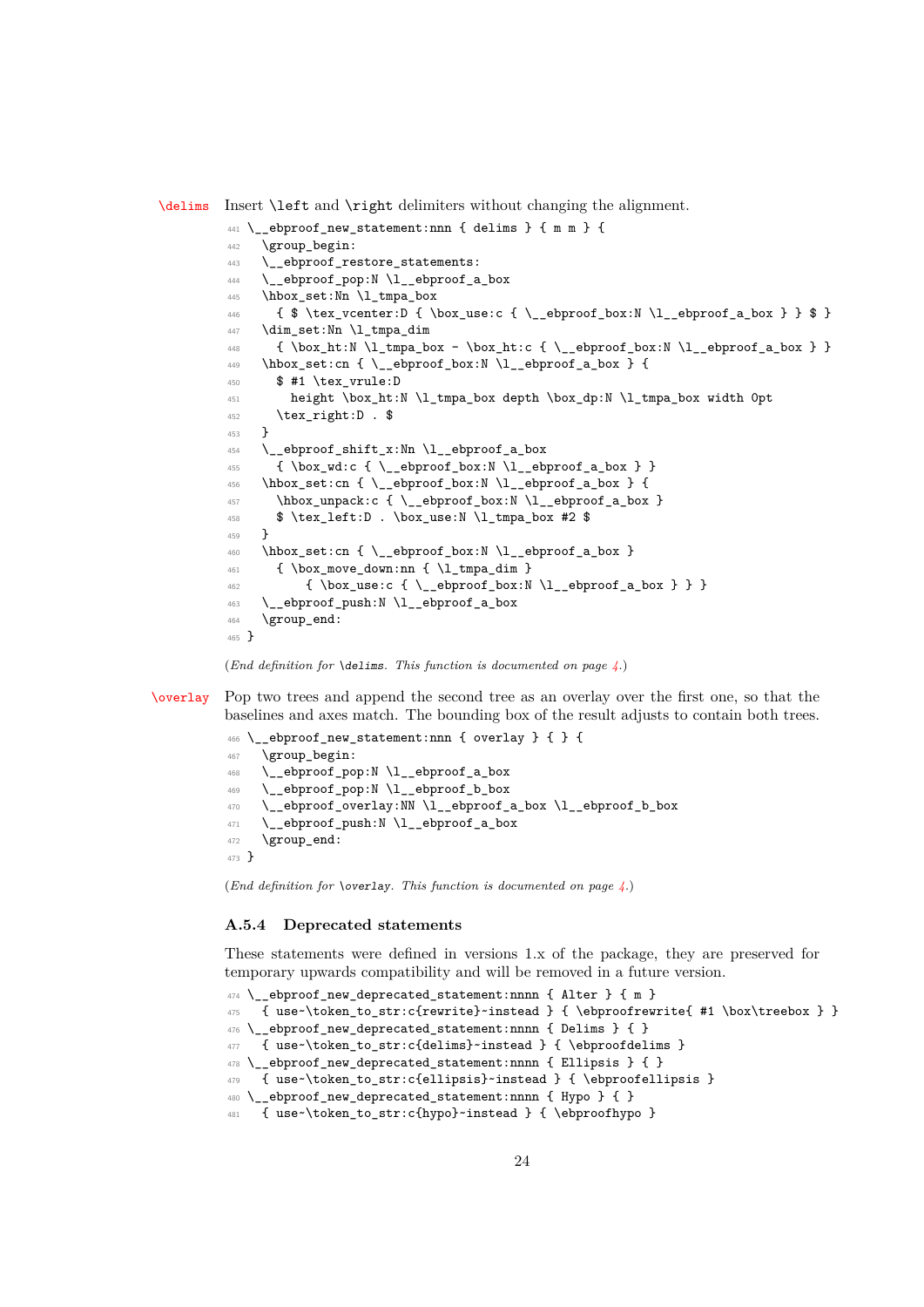\delims Insert \left and \right delimiters without changing the alignment.

```
441 \__ebproof_new_statement:nnn { delims } { m m } {
442   \group_begin:
443   \__ebproof_restore_statements:
444   \__ebproof_pop:N \l__ebproof_a_box
445   \hbox_set:Nn \l_tmpa_box
446     { $ \tex_vcenter:D { \box_use:c { \__ebproof_box:N \l__ebproof_a_box } } $ }
447   \dim_set:Nn \l_tmpa_dim
448     { \box_ht:N \l_tmpa_box - \box_ht:c { \__ebproof_box:N \l__ebproof_a_box } }
449   \hbox_set:cn { \__ebproof_box:N \l__ebproof_a_box } {
450     $ #1 \tex_vrule:D
451       height \box_ht:N \l_tmpa_box depth \box_dp:N \l_tmpa_box width 0pt
452     \tex_right:D . $
453   }
454   \__ebproof_shift_x:Nn \l__ebproof_a_box
455     { \box_wd:c { \__ebproof_box:N \l__ebproof_a_box } }
456   \hbox_set:cn { \__ebproof_box:N \l__ebproof_a_box } {
457     \hbox_unpack:c { \__ebproof_box:N \l__ebproof_a_box }
458     $ \tex_left:D . \box_use:N \l_tmpa_box #2 $
459   }
460   \hbox_set:cn { \__ebproof_box:N \l__ebproof_a_box }
461     { \box_move_down:nn { \l_tmpa_dim }
462         { \box_use:c { \__ebproof_box:N \l__ebproof_a_box } } }
463   \__ebproof_push:N \l__ebproof_a_box
464   \group_end:
465 }
```

(*End definition for* `\delims`. *This function is documented on page 4.*)

\overlay Pop two trees and append the second tree as an overlay over the first one, so that the baselines and axes match. The bounding box of the result adjusts to contain both trees.

```
466 \__ebproof_new_statement:nnn { overlay } { } {
467   \group_begin:
468   \__ebproof_pop:N \l__ebproof_a_box
469   \__ebproof_pop:N \l__ebproof_b_box
470   \__ebproof_overlay:NN \l__ebproof_a_box \l__ebproof_b_box
471   \__ebproof_push:N \l__ebproof_a_box
472   \group_end:
473 }
```

(*End definition for* `\overlay`. *This function is documented on page 4.*)

### A.5.4 Deprecated statements

These statements were defined in versions 1.x of the package, they are preserved for temporary upwards compatibility and will be removed in a future version.

```
474 \__ebproof_new_deprecated_statement:nnnn { Alter } { m }
475   { use~\token_to_str:c{rewrite}~instead } { \ebproofrewrite{ #1 \box\treebox } }
476 \__ebproof_new_deprecated_statement:nnnn { Delims } { }
477   { use~\token_to_str:c{delims}~instead } { \ebproofdelims }
478 \__ebproof_new_deprecated_statement:nnnn { Ellipsis } { }
479   { use~\token_to_str:c{ellipsis}~instead } { \ebproofellipsis }
480 \__ebproof_new_deprecated_statement:nnnn { Hypo } { }
481   { use~\token_to_str:c{hypo}~instead } { \ebproofhypo }
```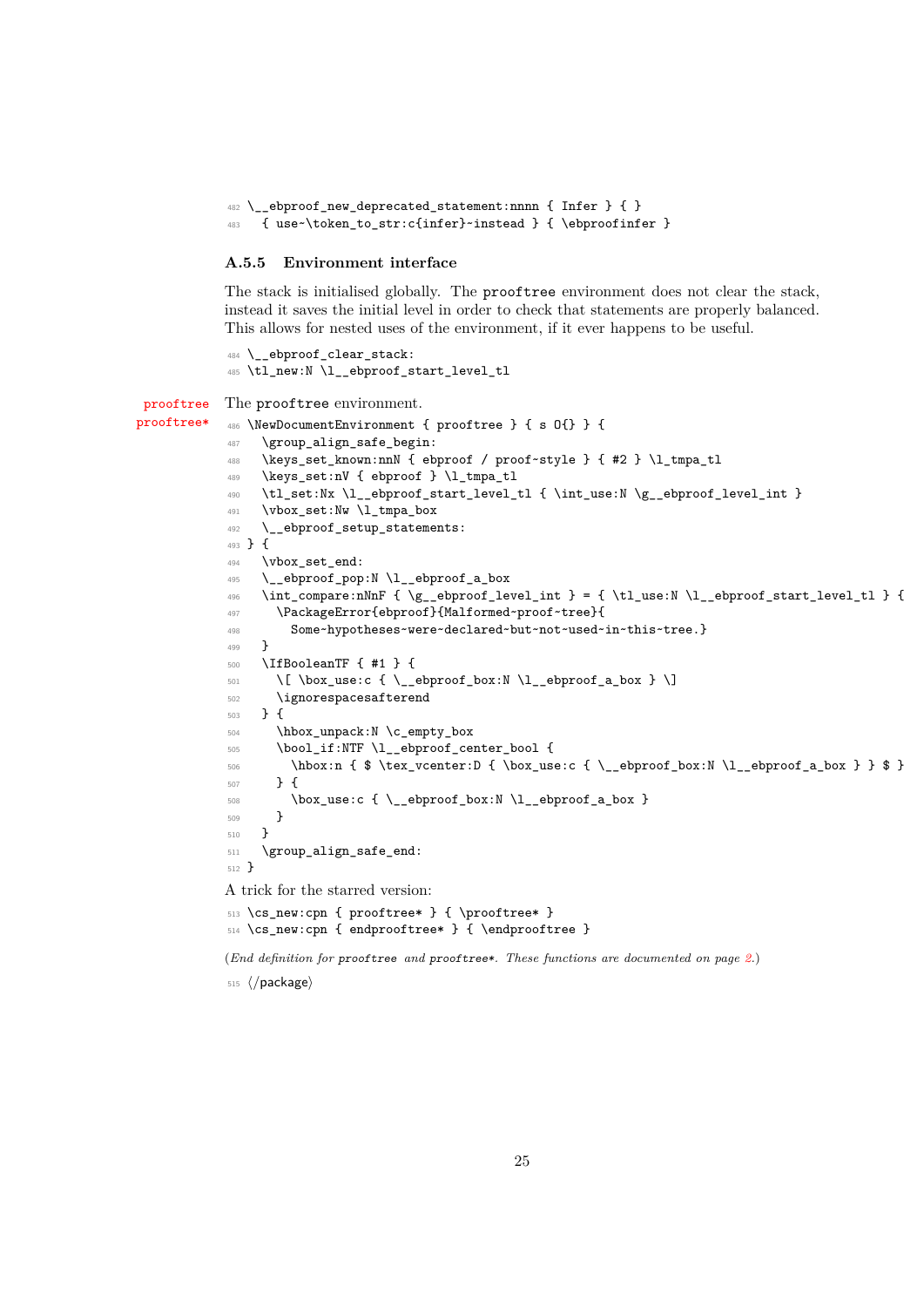```
482 \__ebproof_new_deprecated_statement:nnnn { Infer } { }
483   { use~\token_to_str:c{infer}~instead } { \ebproofinfer }
```

### A.5.5 Environment interface

The stack is initialised globally. The `prooftree` environment does not clear the stack, instead it saves the initial level in order to check that statements are properly balanced. This allows for nested uses of the environment, if it ever happens to be useful.

```
484 \__ebproof_clear_stack:
485 \tl_new:N \l__ebproof_start_level_tl
```

prooftree
prooftree*

The `prooftree` environment.

```
486 \NewDocumentEnvironment { prooftree } { s O{} } {
487   \group_align_safe_begin:
488   \keys_set_known:nnN { ebproof / proof~style } { #2 } \l_tmpa_tl
489   \keys_set:nV { ebproof } \l_tmpa_tl
490   \tl_set:Nx \l__ebproof_start_level_tl { \int_use:N \g__ebproof_level_int }
491   \vbox_set:Nw \l_tmpa_box
492   \__ebproof_setup_statements:
493 } {
494   \vbox_set_end:
495   \__ebproof_pop:N \l__ebproof_a_box
496   \int_compare:nNnF { \g__ebproof_level_int } = { \tl_use:N \l__ebproof_start_level_tl } {
497     \PackageError{ebproof}{Malformed~proof~tree}{
498       Some~hypotheses~were~declared~but~not~used~in~this~tree.}
499   }
500   \IfBooleanTF { #1 } {
501     \[ \box_use:c { \__ebproof_box:N \l__ebproof_a_box } \]
502     \ignorespacesafterend
503   } {
504     \hbox_unpack:N \c_empty_box
505     \bool_if:NTF \l__ebproof_center_bool {
506       \hbox:n { $ \tex_vcenter:D { \box_use:c { \__ebproof_box:N \l__ebproof_a_box } } $ }
507     } {
508       \box_use:c { \__ebproof_box:N \l__ebproof_a_box }
509     }
510   }
511   \group_align_safe_end:
512 }
```

A trick for the starred version:

```
513 \cs_new:cpn { prooftree* } { \prooftree* }
514 \cs_new:cpn { endprooftree* } { \endprooftree }
```

(*End definition for* `prooftree` *and* `prooftree*`. *These functions are documented on page 2.*)

```
515 </package>
```